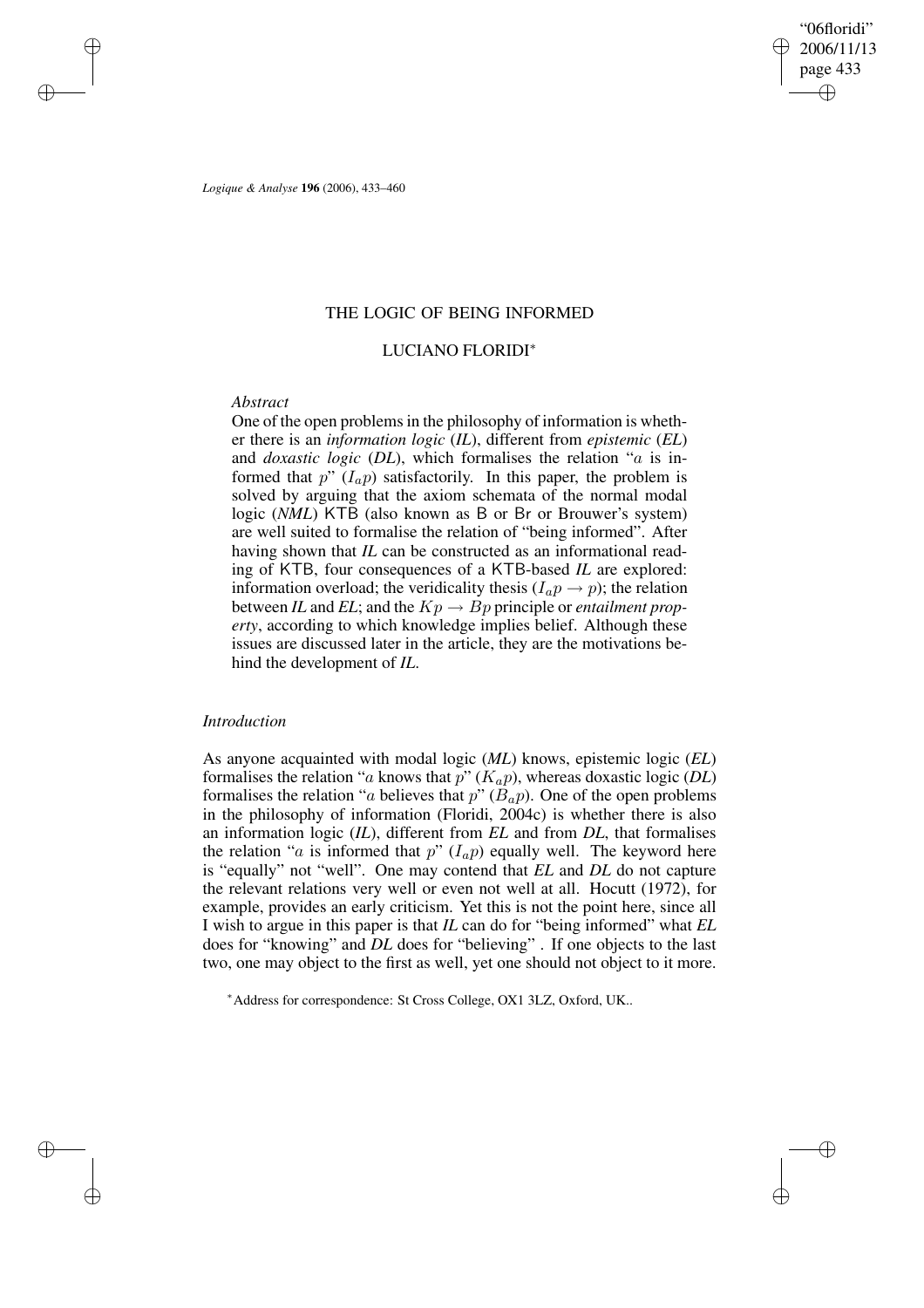# THE LOGIC OF BEING INFORMED

## LUCIANO FLORIDI*

*Abstract*

One of the open problems in the philosophy of information is whether there is an *information logic* (*IL*), different from *epistemic* (*EL*) and *doxastic logic* (*DL*), which formalises the relation "$a$ is informed that $p$" ($I_a p$) satisfactorily. In this paper, the problem is solved by arguing that the axiom schemata of the normal modal logic (*NML*) KTB (also known as B or Br or Brouwer's system) are well suited to formalise the relation of "being informed". After having shown that *IL* can be constructed as an informational reading of KTB, four consequences of a KTB-based *IL* are explored: information overload; the veridicality thesis ($I_a p \rightarrow p$); the relation between *IL* and *EL*; and the $Kp \rightarrow Bp$ principle or *entailment property*, according to which knowledge implies belief. Although these issues are discussed later in the article, they are the motivations behind the development of *IL*.

*Introduction*

As anyone acquainted with modal logic (*ML*) knows, epistemic logic (*EL*) formalises the relation "$a$ knows that $p$" ($K_a p$), whereas doxastic logic (*DL*) formalises the relation "$a$ believes that $p$" ($B_a p$). One of the open problems in the philosophy of information (Floridi, 2004c) is whether there is also an information logic (*IL*), different from *EL* and from *DL*, that formalises the relation "$a$ is informed that $p$" ($I_a p$) equally well. The keyword here is "equally" not "well". One may contend that *EL* and *DL* do not capture the relevant relations very well or even not well at all. Hocutt (1972), for example, provides an early criticism. Yet this is not the point here, since all I wish to argue in this paper is that *IL* can do for "being informed" what *EL* does for "knowing" and *DL* does for "believing" . If one objects to the last two, one may object to the first as well, yet one should not object to it more.

*Address for correspondence: St Cross College, OX1 3LZ, Oxford, UK..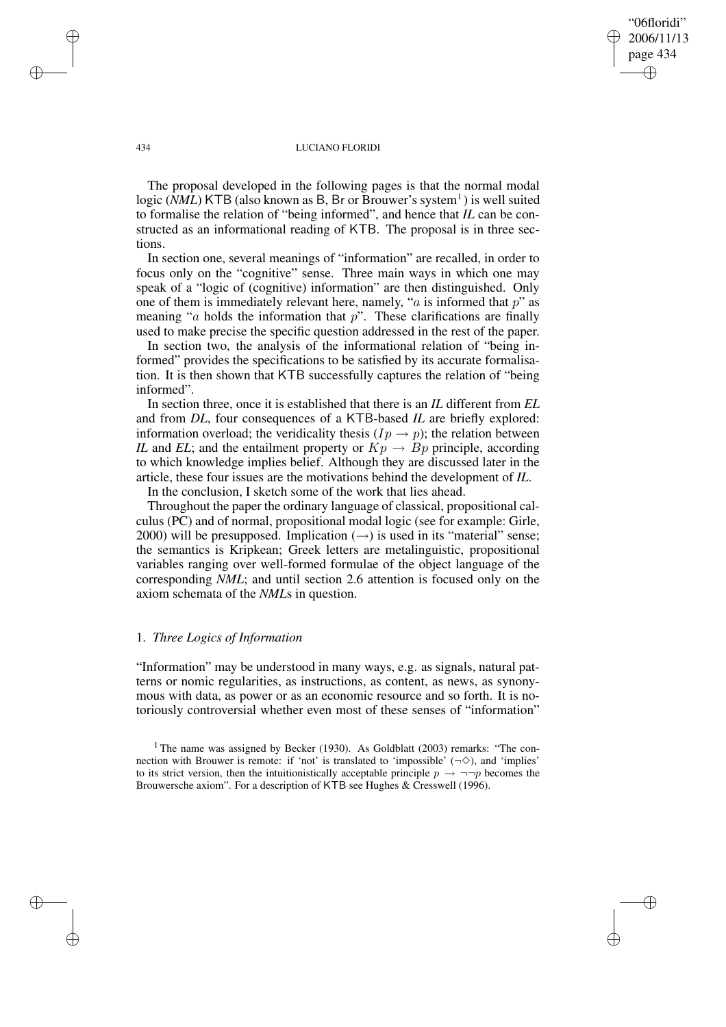The proposal developed in the following pages is that the normal modal logic (*NML*) KTB (also known as B, Br or Brouwer's system[1]) is well suited to formalise the relation of "being informed", and hence that *IL* can be constructed as an informational reading of KTB. The proposal is in three sections.

In section one, several meanings of "information" are recalled, in order to focus only on the "cognitive" sense. Three main ways in which one may speak of a "logic of (cognitive) information" are then distinguished. Only one of them is immediately relevant here, namely, "$a$ is informed that $p$" as meaning "$a$ holds the information that $p$". These clarifications are finally used to make precise the specific question addressed in the rest of the paper.

In section two, the analysis of the informational relation of "being informed" provides the specifications to be satisfied by its accurate formalisation. It is then shown that KTB successfully captures the relation of "being informed".

In section three, once it is established that there is an *IL* different from *EL* and from *DL*, four consequences of a KTB-based *IL* are briefly explored: information overload; the veridicality thesis ($Ip \rightarrow p$); the relation between *IL* and *EL*; and the entailment property or $Kp \rightarrow Bp$ principle, according to which knowledge implies belief. Although they are discussed later in the article, these four issues are the motivations behind the development of *IL*.

In the conclusion, I sketch some of the work that lies ahead.

Throughout the paper the ordinary language of classical, propositional calculus (PC) and of normal, propositional modal logic (see for example: Girle, 2000) will be presupposed. Implication ($\rightarrow$) is used in its "material" sense; the semantics is Kripkean; Greek letters are metalinguistic, propositional variables ranging over well-formed formulae of the object language of the corresponding *NML*; and until section 2.6 attention is focused only on the axiom schemata of the *NML*s in question.

## 1. *Three Logics of Information*

"Information" may be understood in many ways, e.g. as signals, natural patterns or nomic regularities, as instructions, as content, as news, as synonymous with data, as power or as an economic resource and so forth. It is notoriously controversial whether even most of these senses of "information"

[1] The name was assigned by Becker (1930). As Goldblatt (2003) remarks: "The connection with Brouwer is remote: if 'not' is translated to 'impossible' ($\neg\Diamond$), and 'implies' to its strict version, then the intuitionistically acceptable principle $p \rightarrow \neg\neg p$ becomes the Brouwersche axiom". For a description of KTB see Hughes & Cresswell (1996).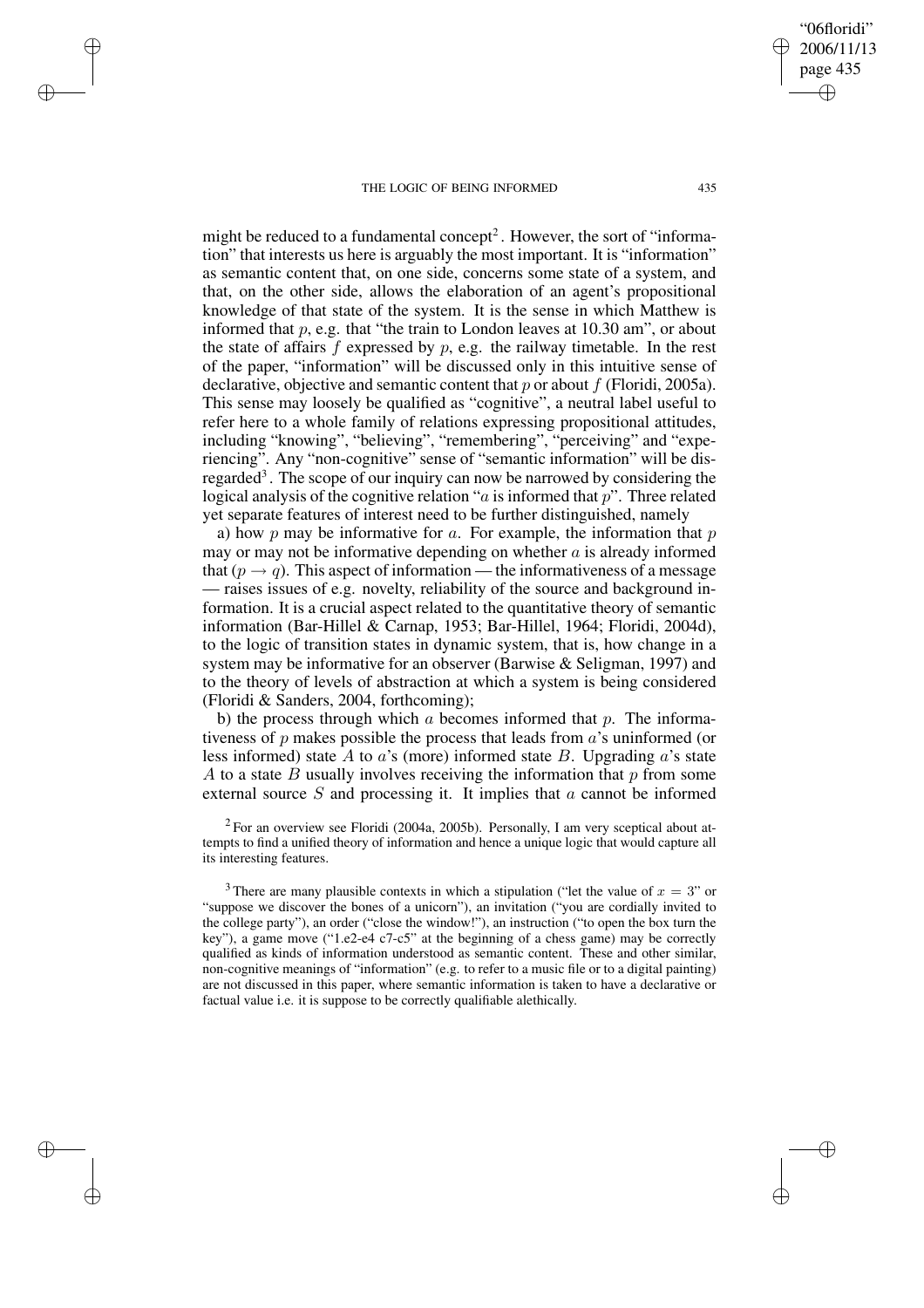might be reduced to a fundamental concept[2]. However, the sort of "information" that interests us here is arguably the most important. It is "information" as semantic content that, on one side, concerns some state of a system, and that, on the other side, allows the elaboration of an agent's propositional knowledge of that state of the system. It is the sense in which Matthew is informed that $p$, e.g. that "the train to London leaves at 10.30 am", or about the state of affairs $f$ expressed by $p$, e.g. the railway timetable. In the rest of the paper, "information" will be discussed only in this intuitive sense of declarative, objective and semantic content that $p$ or about $f$ (Floridi, 2005a). This sense may loosely be qualified as "cognitive", a neutral label useful to refer here to a whole family of relations expressing propositional attitudes, including "knowing", "believing", "remembering", "perceiving" and "experiencing". Any "non-cognitive" sense of "semantic information" will be disregarded[3]. The scope of our inquiry can now be narrowed by considering the logical analysis of the cognitive relation "$a$ is informed that $p$". Three related yet separate features of interest need to be further distinguished, namely

a) how $p$ may be informative for $a$. For example, the information that $p$ may or may not be informative depending on whether $a$ is already informed that $(p \rightarrow q)$. This aspect of information — the informativeness of a message — raises issues of e.g. novelty, reliability of the source and background information. It is a crucial aspect related to the quantitative theory of semantic information (Bar-Hillel & Carnap, 1953; Bar-Hillel, 1964; Floridi, 2004d), to the logic of transition states in dynamic system, that is, how change in a system may be informative for an observer (Barwise & Seligman, 1997) and to the theory of levels of abstraction at which a system is being considered (Floridi & Sanders, 2004, forthcoming);

b) the process through which $a$ becomes informed that $p$. The informativeness of $p$ makes possible the process that leads from $a$'s uninformed (or less informed) state $A$ to $a$'s (more) informed state $B$. Upgrading $a$'s state $A$ to a state $B$ usually involves receiving the information that $p$ from some external source $S$ and processing it. It implies that $a$ cannot be informed

[2] For an overview see Floridi (2004a, 2005b). Personally, I am very sceptical about attempts to find a unified theory of information and hence a unique logic that would capture all its interesting features.

[3] There are many plausible contexts in which a stipulation ("let the value of $x = 3$" or "suppose we discover the bones of a unicorn"), an invitation ("you are cordially invited to the college party"), an order ("close the window!"), an instruction ("to open the box turn the key"), a game move ("1.e2-e4 c7-c5" at the beginning of a chess game) may be correctly qualified as kinds of information understood as semantic content. These and other similar, non-cognitive meanings of "information" (e.g. to refer to a music file or to a digital painting) are not discussed in this paper, where semantic information is taken to have a declarative or factual value i.e. it is suppose to be correctly qualifiable alethically.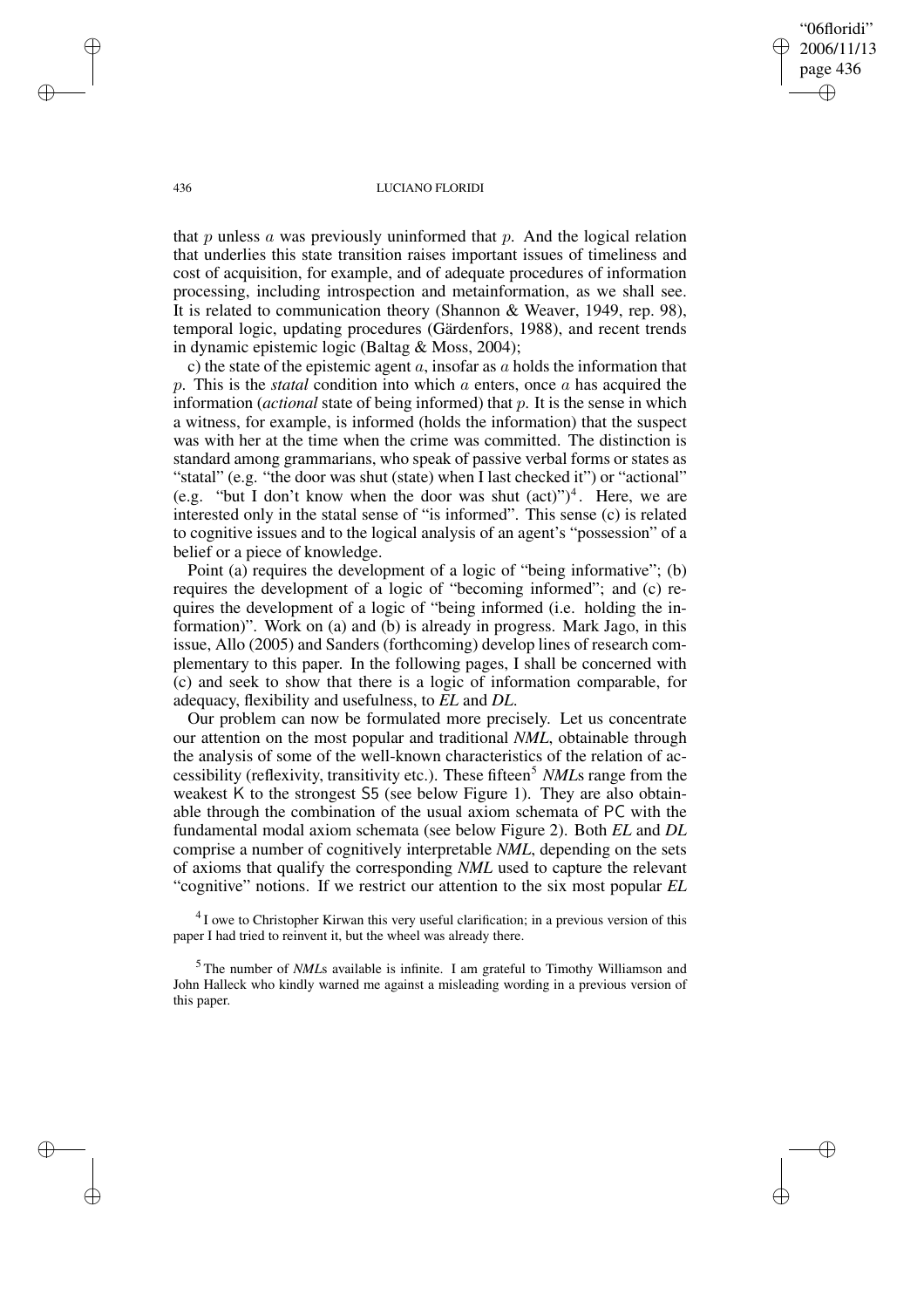that $p$ unless $a$ was previously uninformed that $p$. And the logical relation that underlies this state transition raises important issues of timeliness and cost of acquisition, for example, and of adequate procedures of information processing, including introspection and metainformation, as we shall see. It is related to communication theory (Shannon & Weaver, 1949, rep. 98), temporal logic, updating procedures (Gärdenfors, 1988), and recent trends in dynamic epistemic logic (Baltag & Moss, 2004);

c) the state of the epistemic agent $a$, insofar as $a$ holds the information that $p$. This is the *statal* condition into which $a$ enters, once $a$ has acquired the information (*actional* state of being informed) that $p$. It is the sense in which a witness, for example, is informed (holds the information) that the suspect was with her at the time when the crime was committed. The distinction is standard among grammarians, who speak of passive verbal forms or states as "statal" (e.g. "the door was shut (state) when I last checked it") or "actional" (e.g. "but I don't know when the door was shut (act)")[4]. Here, we are interested only in the statal sense of "is informed". This sense (c) is related to cognitive issues and to the logical analysis of an agent's "possession" of a belief or a piece of knowledge.

Point (a) requires the development of a logic of "being informative"; (b) requires the development of a logic of "becoming informed"; and (c) requires the development of a logic of "being informed (i.e. holding the information)". Work on (a) and (b) is already in progress. Mark Jago, in this issue, Allo (2005) and Sanders (forthcoming) develop lines of research complementary to this paper. In the following pages, I shall be concerned with (c) and seek to show that there is a logic of information comparable, for adequacy, flexibility and usefulness, to *EL* and *DL*.

Our problem can now be formulated more precisely. Let us concentrate our attention on the most popular and traditional *NML*, obtainable through the analysis of some of the well-known characteristics of the relation of accessibility (reflexivity, transitivity etc.). These fifteen[5] *NML*s range from the weakest K to the strongest S5 (see below Figure 1). They are also obtainable through the combination of the usual axiom schemata of PC with the fundamental modal axiom schemata (see below Figure 2). Both *EL* and *DL* comprise a number of cognitively interpretable *NML*, depending on the sets of axioms that qualify the corresponding *NML* used to capture the relevant "cognitive" notions. If we restrict our attention to the six most popular *EL*

[4] I owe to Christopher Kirwan this very useful clarification; in a previous version of this paper I had tried to reinvent it, but the wheel was already there.

[5] The number of *NML*s available is infinite. I am grateful to Timothy Williamson and John Halleck who kindly warned me against a misleading wording in a previous version of this paper.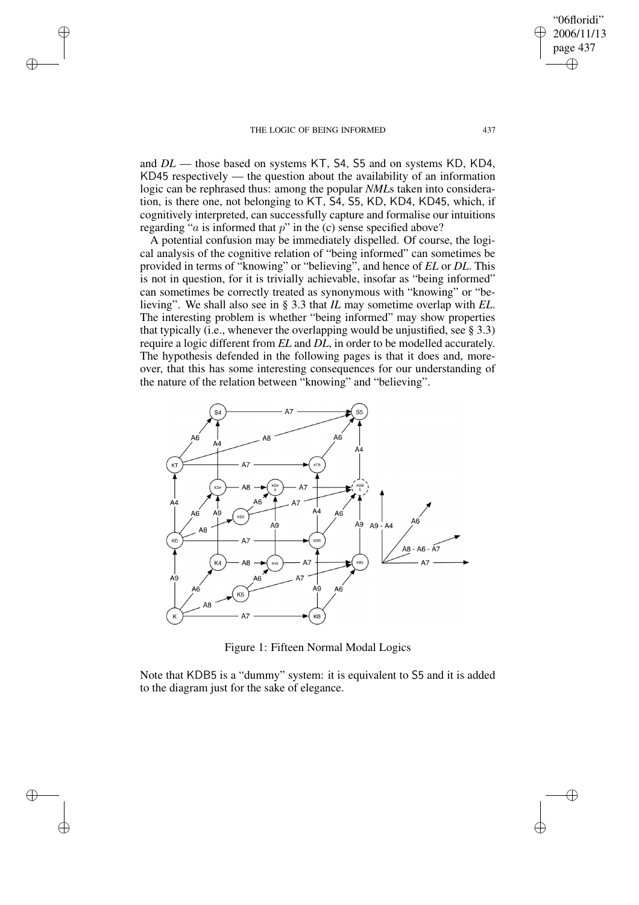and *DL* — those based on systems KT, S4, S5 and on systems KD, KD4, KD45 respectively — the question about the availability of an information logic can be rephrased thus: among the popular *NML*s taken into consideration, is there one, not belonging to KT, S4, S5, KD, KD4, KD45, which, if cognitively interpreted, can successfully capture and formalise our intuitions regarding "$a$ is informed that $p$" in the (c) sense specified above?

A potential confusion may be immediately dispelled. Of course, the logical analysis of the cognitive relation of "being informed" can sometimes be provided in terms of "knowing" or "believing", and hence of *EL* or *DL*. This is not in question, for it is trivially achievable, insofar as "being informed" can sometimes be correctly treated as synonymous with "knowing" or "believing". We shall also see in § 3.3 that *IL* may sometime overlap with *EL*. The interesting problem is whether "being informed" may show properties that typically (i.e., whenever the overlapping would be unjustified, see § 3.3) require a logic different from *EL* and *DL*, in order to be modelled accurately. The hypothesis defended in the following pages is that it does and, moreover, that this has some interesting consequences for our understanding of the nature of the relation between "knowing" and "believing".

Figure 1: Fifteen Normal Modal Logics

Note that KDB5 is a "dummy" system: it is equivalent to S5 and it is added to the diagram just for the sake of elegance.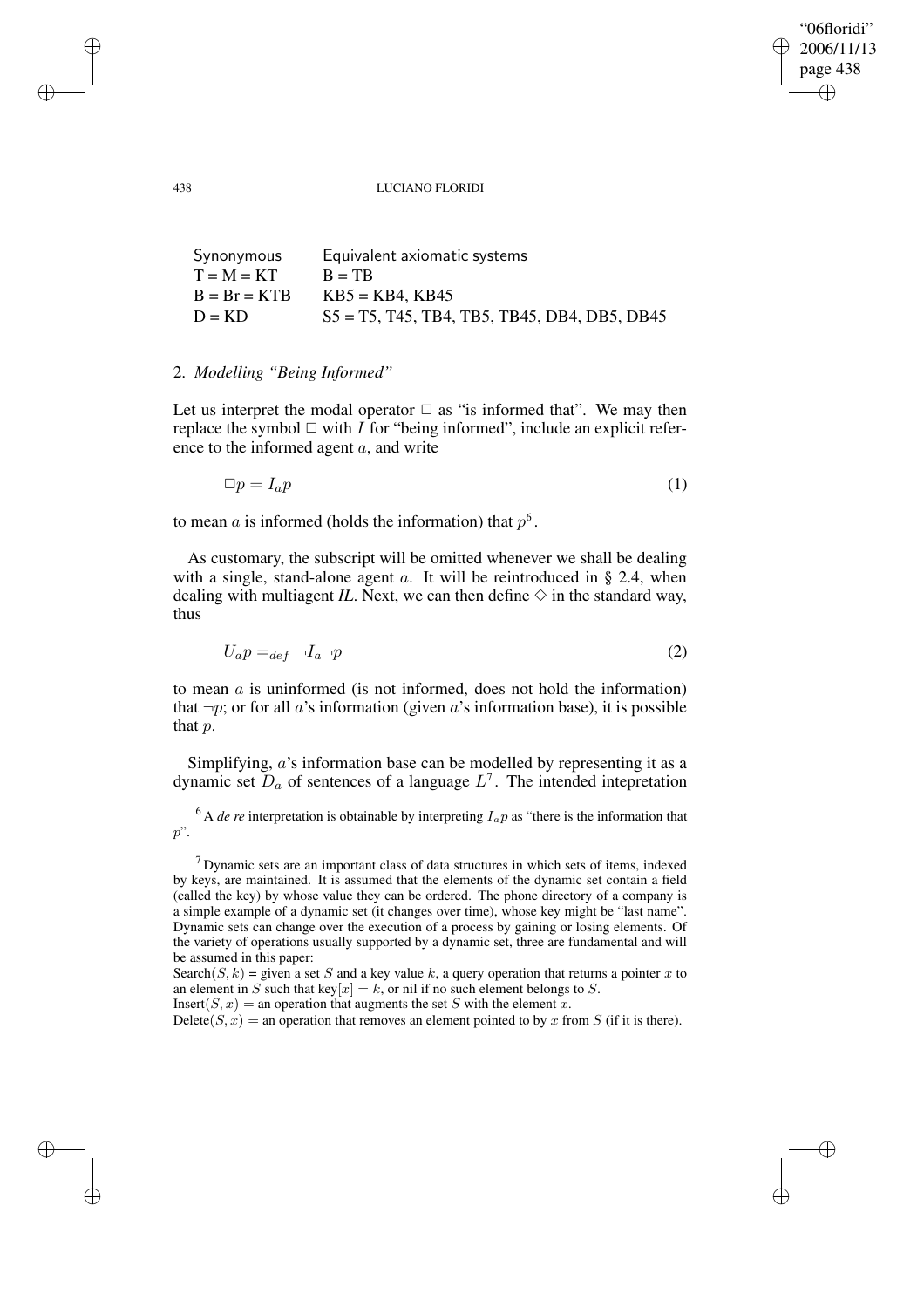| Synonymous | Equivalent axiomatic systems |
|---|---|
| T = M = KT | B = TB |
| B = Br = KTB | KB5 = KB4, KB45 |
| D = KD | S5 = T5, T45, TB4, TB5, TB45, DB4, DB5, DB45 |

## 2. *Modelling "Being Informed"*

Let us interpret the modal operator $\Box$ as "is informed that". We may then replace the symbol $\Box$ with $I$ for "being informed", include an explicit reference to the informed agent $a$, and write

$$\Box p = I_a p \tag{1}$$

to mean $a$ is informed (holds the information) that $p$[6].

As customary, the subscript will be omitted whenever we shall be dealing with a single, stand-alone agent $a$. It will be reintroduced in § 2.4, when dealing with multiagent *IL*. Next, we can then define $\Diamond$ in the standard way, thus

$$U_a p =_{def} \neg I_a \neg p \tag{2}$$

to mean $a$ is uninformed (is not informed, does not hold the information) that $\neg p$; or for all $a$'s information (given $a$'s information base), it is possible that $p$.

Simplifying, $a$'s information base can be modelled by representing it as a dynamic set $D_a$ of sentences of a language $L$[7]. The intended intepretation

[6] A *de re* interpretation is obtainable by interpreting $I_a p$ as "there is the information that $p$".

[7] Dynamic sets are an important class of data structures in which sets of items, indexed by keys, are maintained. It is assumed that the elements of the dynamic set contain a field (called the key) by whose value they can be ordered. The phone directory of a company is a simple example of a dynamic set (it changes over time), whose key might be "last name". Dynamic sets can change over the execution of a process by gaining or losing elements. Of the variety of operations usually supported by a dynamic set, three are fundamental and will be assumed in this paper:

Search$(S, k)$ = given a set $S$ and a key value $k$, a query operation that returns a pointer $x$ to an element in $S$ such that key$[x] = k$, or nil if no such element belongs to $S$.

Insert$(S, x)$ = an operation that augments the set $S$ with the element $x$.

Delete$(S, x)$ = an operation that removes an element pointed to by $x$ from $S$ (if it is there).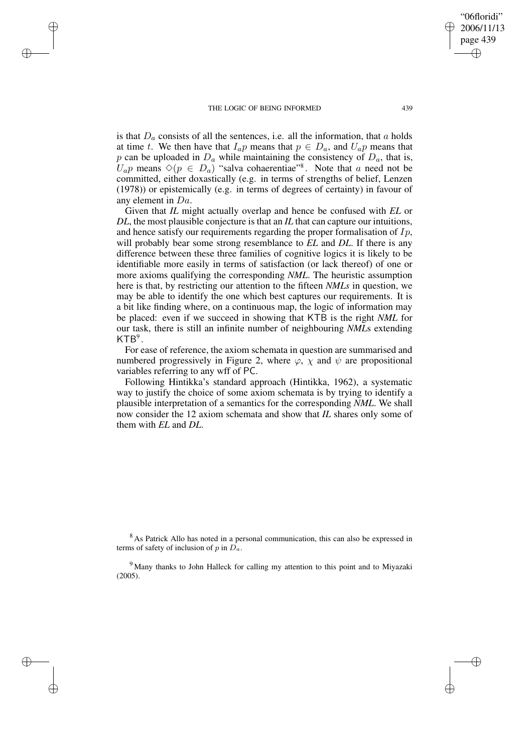is that $D_a$ consists of all the sentences, i.e. all the information, that $a$ holds at time $t$. We then have that $I_a p$ means that $p \in D_a$, and $U_a p$ means that $p$ can be uploaded in $D_a$ while maintaining the consistency of $D_a$, that is, $U_a p$ means $\Diamond(p \in D_a)$ "salva cohaerentiae"[8]. Note that $a$ need not be committed, either doxastically (e.g. in terms of strengths of belief, Lenzen (1978)) or epistemically (e.g. in terms of degrees of certainty) in favour of any element in $Da$.

Given that *IL* might actually overlap and hence be confused with *EL* or *DL*, the most plausible conjecture is that an *IL* that can capture our intuitions, and hence satisfy our requirements regarding the proper formalisation of $Ip$, will probably bear some strong resemblance to *EL* and *DL*. If there is any difference between these three families of cognitive logics it is likely to be identifiable more easily in terms of satisfaction (or lack thereof) of one or more axioms qualifying the corresponding *NML*. The heuristic assumption here is that, by restricting our attention to the fifteen *NMLs* in question, we may be able to identify the one which best captures our requirements. It is a bit like finding where, on a continuous map, the logic of information may be placed: even if we succeed in showing that KTB is the right *NML* for our task, there is still an infinite number of neighbouring *NML*s extending KTB[9].

For ease of reference, the axiom schemata in question are summarised and numbered progressively in Figure 2, where $\varphi$, $\chi$ and $\psi$ are propositional variables referring to any wff of PC.

Following Hintikka's standard approach (Hintikka, 1962), a systematic way to justify the choice of some axiom schemata is by trying to identify a plausible interpretation of a semantics for the corresponding *NML*. We shall now consider the 12 axiom schemata and show that *IL* shares only some of them with *EL* and *DL*.

[8] As Patrick Allo has noted in a personal communication, this can also be expressed in terms of safety of inclusion of $p$ in $D_a$.

[9] Many thanks to John Halleck for calling my attention to this point and to Miyazaki (2005).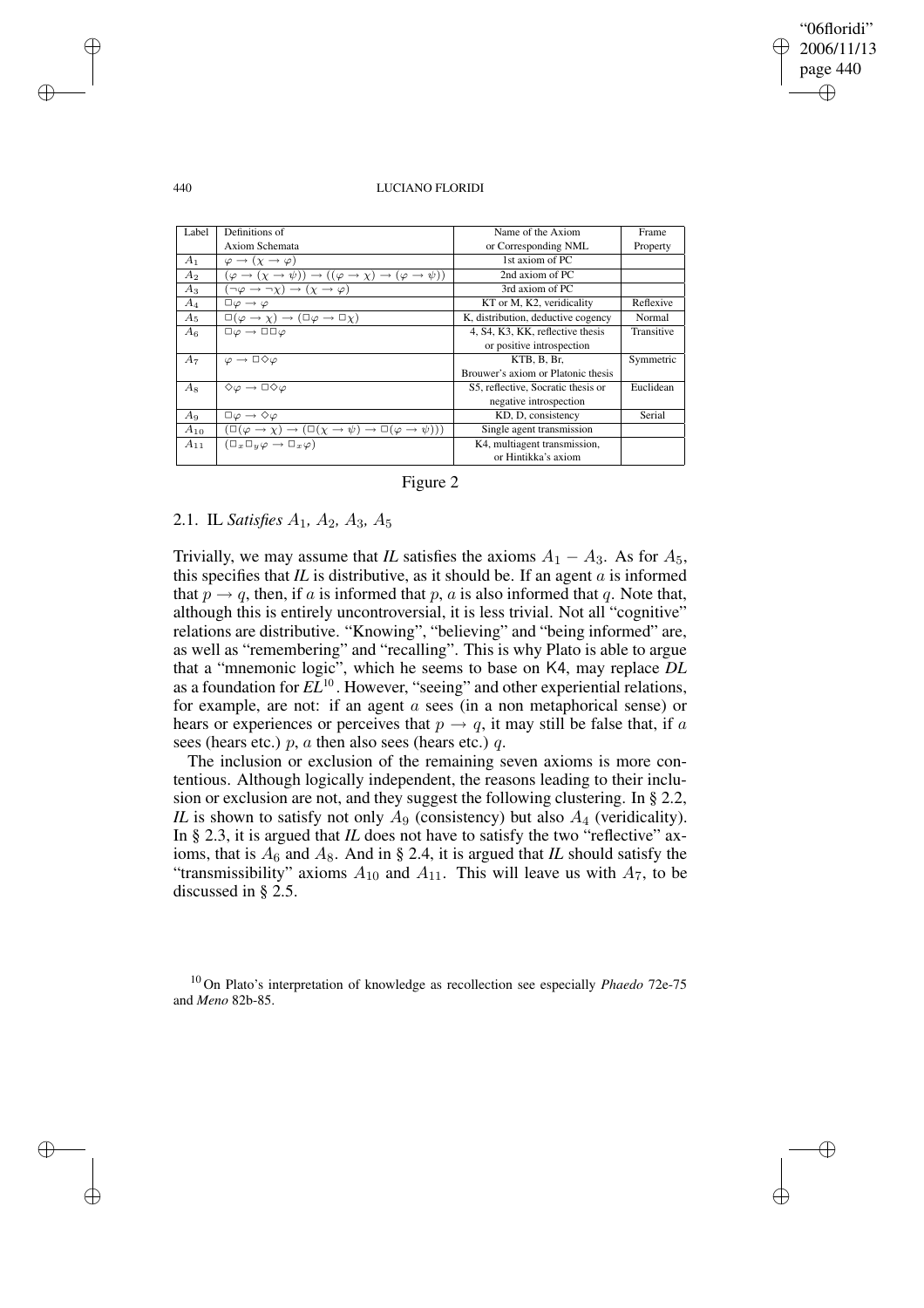| Label | Definitions of Axiom Schemata | Name of the Axiom or Corresponding NML | Frame Property |
|---|---|---|---|
| $A_1$ | $\varphi \rightarrow (\chi \rightarrow \varphi)$ | 1st axiom of PC | |
| $A_2$ | $(\varphi \rightarrow (\chi \rightarrow \psi)) \rightarrow ((\varphi \rightarrow \chi) \rightarrow (\varphi \rightarrow \psi))$ | 2nd axiom of PC | |
| $A_3$ | $(\neg\varphi \rightarrow \neg\chi) \rightarrow (\chi \rightarrow \varphi)$ | 3rd axiom of PC | |
| $A_4$ | $\Box\varphi \rightarrow \varphi$ | KT or M, K2, veridicality | Reflexive |
| $A_5$ | $\Box(\varphi \rightarrow \chi) \rightarrow (\Box\varphi \rightarrow \Box\chi)$ | K, distribution, deductive cogency | Normal |
| $A_6$ | $\Box\varphi \rightarrow \Box\Box\varphi$ | 4, S4, K3, KK, reflective thesis or positive introspection | Transitive |
| $A_7$ | $\varphi \rightarrow \Box\Diamond\varphi$ | KTB, B, Br, Brouwer's axiom or Platonic thesis | Symmetric |
| $A_8$ | $\Diamond\varphi \rightarrow \Box\Diamond\varphi$ | S5, reflective, Socratic thesis or negative introspection | Euclidean |
| $A_9$ | $\Box\varphi \rightarrow \Diamond\varphi$ | KD, D, consistency | Serial |
| $A_{10}$ | $(\Box(\varphi \rightarrow \chi) \rightarrow (\Box(\chi \rightarrow \psi) \rightarrow \Box(\varphi \rightarrow \psi)))$ | Single agent transmission | |
| $A_{11}$ | $(\Box_x\Box_y\varphi \rightarrow \Box_x\varphi)$ | K4, multiagent transmission, or Hintikka's axiom | |

Figure 2

### 2.1. IL *Satisfies* $A_1$, $A_2$, $A_3$, $A_5$

Trivially, we may assume that *IL* satisfies the axioms $A_1 - A_3$. As for $A_5$, this specifies that *IL* is distributive, as it should be. If an agent $a$ is informed that $p \rightarrow q$, then, if $a$ is informed that $p$, $a$ is also informed that $q$. Note that, although this is entirely uncontroversial, it is less trivial. Not all "cognitive" relations are distributive. "Knowing", "believing" and "being informed" are, as well as "remembering" and "recalling". This is why Plato is able to argue that a "mnemonic logic", which he seems to base on K4, may replace *DL* as a foundation for *EL*[10]. However, "seeing" and other experiential relations, for example, are not: if an agent $a$ sees (in a non metaphorical sense) or hears or experiences or perceives that $p \rightarrow q$, it may still be false that, if $a$ sees (hears etc.) $p$, $a$ then also sees (hears etc.) $q$.

The inclusion or exclusion of the remaining seven axioms is more contentious. Although logically independent, the reasons leading to their inclusion or exclusion are not, and they suggest the following clustering. In § 2.2, *IL* is shown to satisfy not only $A_9$ (consistency) but also $A_4$ (veridicality). In § 2.3, it is argued that *IL* does not have to satisfy the two "reflective" axioms, that is $A_6$ and $A_8$. And in § 2.4, it is argued that *IL* should satisfy the "transmissibility" axioms $A_{10}$ and $A_{11}$. This will leave us with $A_7$, to be discussed in § 2.5.

[10] On Plato's interpretation of knowledge as recollection see especially *Phaedo* 72e-75 and *Meno* 82b-85.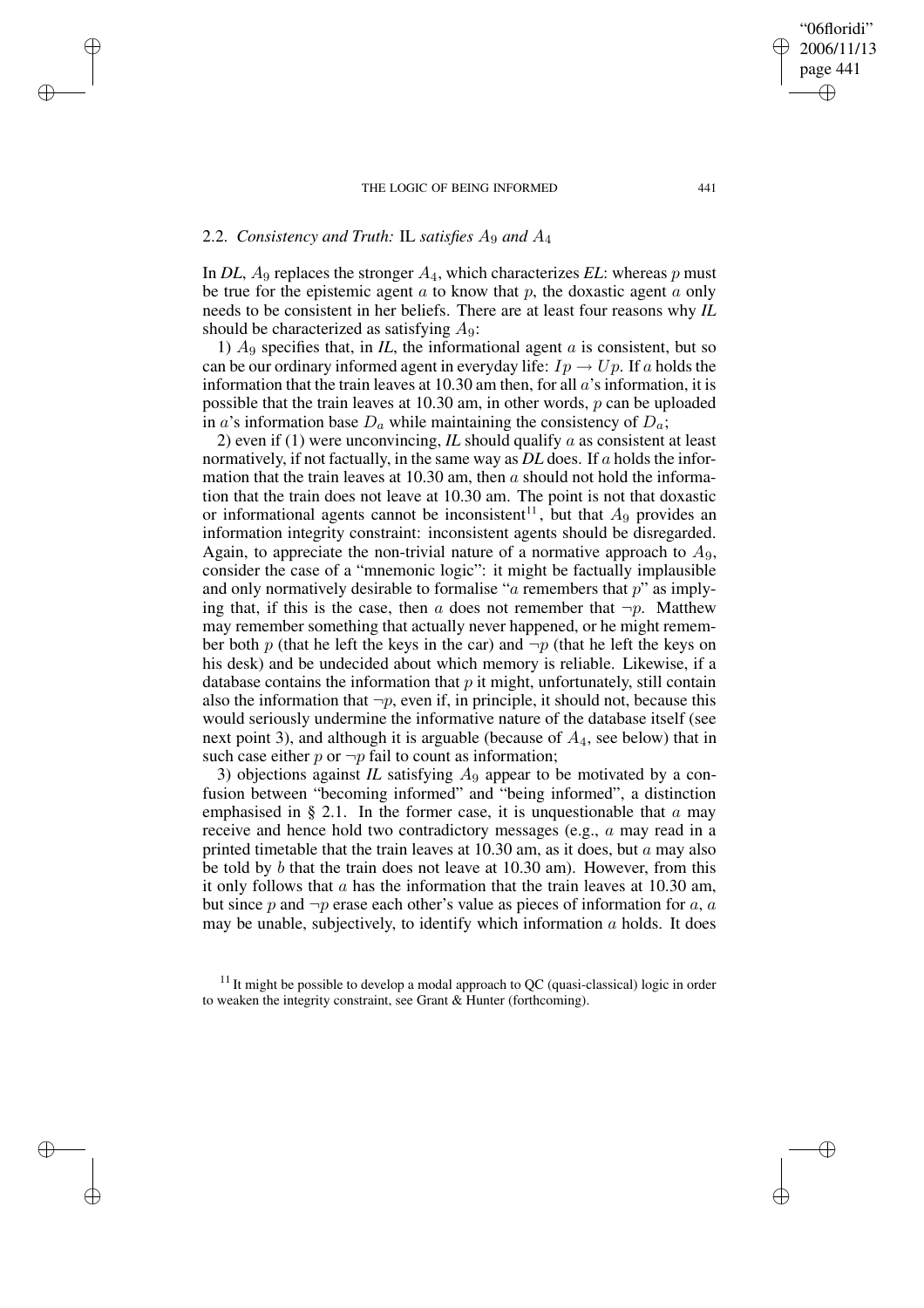## 2.2. *Consistency and Truth:* IL *satisfies* $A_9$ *and* $A_4$

In *DL*, $A_9$ replaces the stronger $A_4$, which characterizes *EL*: whereas $p$ must be true for the epistemic agent $a$ to know that $p$, the doxastic agent $a$ only needs to be consistent in her beliefs. There are at least four reasons why *IL* should be characterized as satisfying $A_9$:

1) $A_9$ specifies that, in *IL*, the informational agent $a$ is consistent, but so can be our ordinary informed agent in everyday life: $Ip \rightarrow Up$. If $a$ holds the information that the train leaves at 10.30 am then, for all $a$'s information, it is possible that the train leaves at 10.30 am, in other words, $p$ can be uploaded in $a$'s information base $D_a$ while maintaining the consistency of $D_a$;

2) even if (1) were unconvincing, *IL* should qualify $a$ as consistent at least normatively, if not factually, in the same way as *DL* does. If $a$ holds the information that the train leaves at 10.30 am, then $a$ should not hold the information that the train does not leave at 10.30 am. The point is not that doxastic or informational agents cannot be inconsistent[11], but that $A_9$ provides an information integrity constraint: inconsistent agents should be disregarded. Again, to appreciate the non-trivial nature of a normative approach to $A_9$, consider the case of a "mnemonic logic": it might be factually implausible and only normatively desirable to formalise "$a$ remembers that $p$" as implying that, if this is the case, then $a$ does not remember that $\neg p$. Matthew may remember something that actually never happened, or he might remember both $p$ (that he left the keys in the car) and $\neg p$ (that he left the keys on his desk) and be undecided about which memory is reliable. Likewise, if a database contains the information that $p$ it might, unfortunately, still contain also the information that $\neg p$, even if, in principle, it should not, because this would seriously undermine the informative nature of the database itself (see next point 3), and although it is arguable (because of $A_4$, see below) that in such case either $p$ or $\neg p$ fail to count as information;

3) objections against *IL* satisfying $A_9$ appear to be motivated by a confusion between "becoming informed" and "being informed", a distinction emphasised in § 2.1. In the former case, it is unquestionable that $a$ may receive and hence hold two contradictory messages (e.g., $a$ may read in a printed timetable that the train leaves at 10.30 am, as it does, but $a$ may also be told by $b$ that the train does not leave at 10.30 am). However, from this it only follows that $a$ has the information that the train leaves at 10.30 am, but since $p$ and $\neg p$ erase each other's value as pieces of information for $a$, $a$ may be unable, subjectively, to identify which information $a$ holds. It does

[11] It might be possible to develop a modal approach to QC (quasi-classical) logic in order to weaken the integrity constraint, see Grant & Hunter (forthcoming).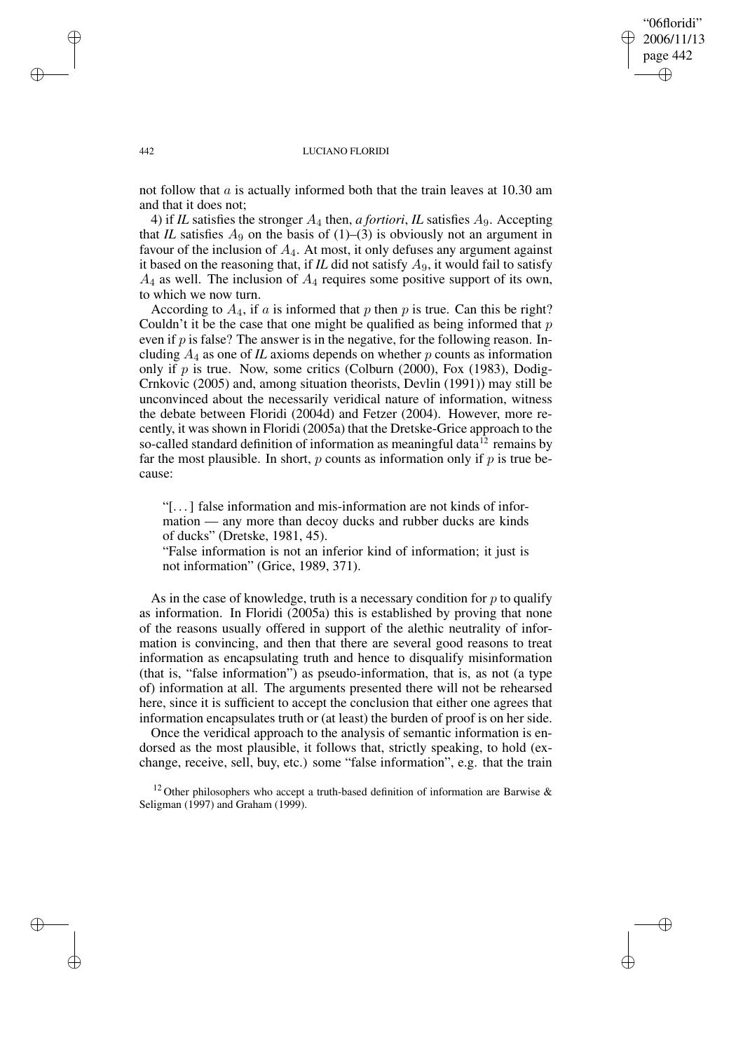not follow that $a$ is actually informed both that the train leaves at 10.30 am and that it does not;

4) if *IL* satisfies the stronger $A_4$ then, *a fortiori*, *IL* satisfies $A_9$. Accepting that *IL* satisfies $A_9$ on the basis of (1)–(3) is obviously not an argument in favour of the inclusion of $A_4$. At most, it only defuses any argument against it based on the reasoning that, if *IL* did not satisfy $A_9$, it would fail to satisfy $A_4$ as well. The inclusion of $A_4$ requires some positive support of its own, to which we now turn.

According to $A_4$, if $a$ is informed that $p$ then $p$ is true. Can this be right? Couldn't it be the case that one might be qualified as being informed that $p$ even if $p$ is false? The answer is in the negative, for the following reason. Including $A_4$ as one of *IL* axioms depends on whether $p$ counts as information only if $p$ is true. Now, some critics (Colburn (2000), Fox (1983), Dodig-Crnkovic (2005) and, among situation theorists, Devlin (1991)) may still be unconvinced about the necessarily veridical nature of information, witness the debate between Floridi (2004d) and Fetzer (2004). However, more recently, it was shown in Floridi (2005a) that the Dretske-Grice approach to the so-called standard definition of information as meaningful data[12] remains by far the most plausible. In short, $p$ counts as information only if $p$ is true because:

> "[...] false information and mis-information are not kinds of information — any more than decoy ducks and rubber ducks are kinds of ducks" (Dretske, 1981, 45).
>
> "False information is not an inferior kind of information; it just is not information" (Grice, 1989, 371).

As in the case of knowledge, truth is a necessary condition for $p$ to qualify as information. In Floridi (2005a) this is established by proving that none of the reasons usually offered in support of the alethic neutrality of information is convincing, and then that there are several good reasons to treat information as encapsulating truth and hence to disqualify misinformation (that is, "false information") as pseudo-information, that is, as not (a type of) information at all. The arguments presented there will not be rehearsed here, since it is sufficient to accept the conclusion that either one agrees that information encapsulates truth or (at least) the burden of proof is on her side.

Once the veridical approach to the analysis of semantic information is endorsed as the most plausible, it follows that, strictly speaking, to hold (exchange, receive, sell, buy, etc.) some "false information", e.g. that the train

[12] Other philosophers who accept a truth-based definition of information are Barwise & Seligman (1997) and Graham (1999).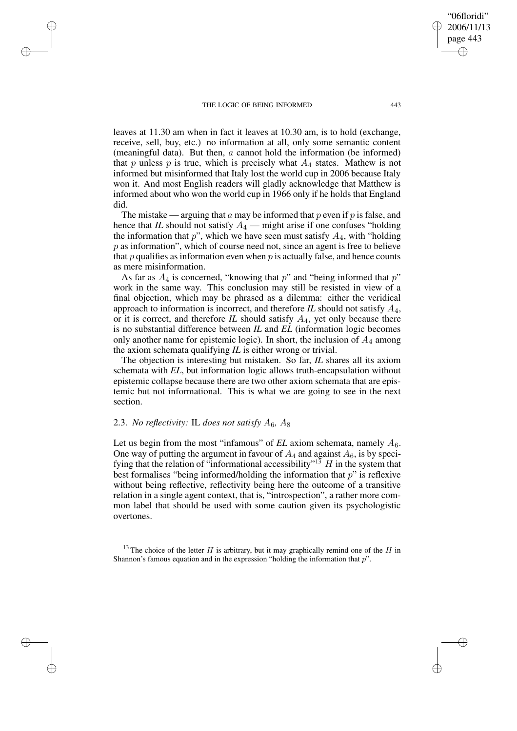leaves at 11.30 am when in fact it leaves at 10.30 am, is to hold (exchange, receive, sell, buy, etc.) no information at all, only some semantic content (meaningful data). But then, $a$ cannot hold the information (be informed) that $p$ unless $p$ is true, which is precisely what $A_4$ states. Mathew is not informed but misinformed that Italy lost the world cup in 2006 because Italy won it. And most English readers will gladly acknowledge that Matthew is informed about who won the world cup in 1966 only if he holds that England did.

The mistake — arguing that $a$ may be informed that $p$ even if $p$ is false, and hence that *IL* should not satisfy $A_4$ — might arise if one confuses "holding the information that $p$", which we have seen must satisfy $A_4$, with "holding $p$ as information", which of course need not, since an agent is free to believe that $p$ qualifies as information even when $p$ is actually false, and hence counts as mere misinformation.

As far as $A_4$ is concerned, "knowing that $p$" and "being informed that $p$" work in the same way. This conclusion may still be resisted in view of a final objection, which may be phrased as a dilemma: either the veridical approach to information is incorrect, and therefore *IL* should not satisfy $A_4$, or it is correct, and therefore *IL* should satisfy $A_4$, yet only because there is no substantial difference between *IL* and *EL* (information logic becomes only another name for epistemic logic). In short, the inclusion of $A_4$ among the axiom schemata qualifying *IL* is either wrong or trivial.

The objection is interesting but mistaken. So far, *IL* shares all its axiom schemata with *EL*, but information logic allows truth-encapsulation without epistemic collapse because there are two other axiom schemata that are epistemic but not informational. This is what we are going to see in the next section.

### 2.3. *No reflectivity:* IL *does not satisfy* $A_6$*,* $A_8$

Let us begin from the most "infamous" of *EL* axiom schemata, namely $A_6$. One way of putting the argument in favour of $A_4$ and against $A_6$, is by specifying that the relation of "informational accessibility"[13] $H$ in the system that best formalises "being informed/holding the information that $p$" is reflexive without being reflective, reflectivity being here the outcome of a transitive relation in a single agent context, that is, "introspection", a rather more common label that should be used with some caution given its psychologistic overtones.

[13] The choice of the letter $H$ is arbitrary, but it may graphically remind one of the $H$ in Shannon's famous equation and in the expression "holding the information that $p$".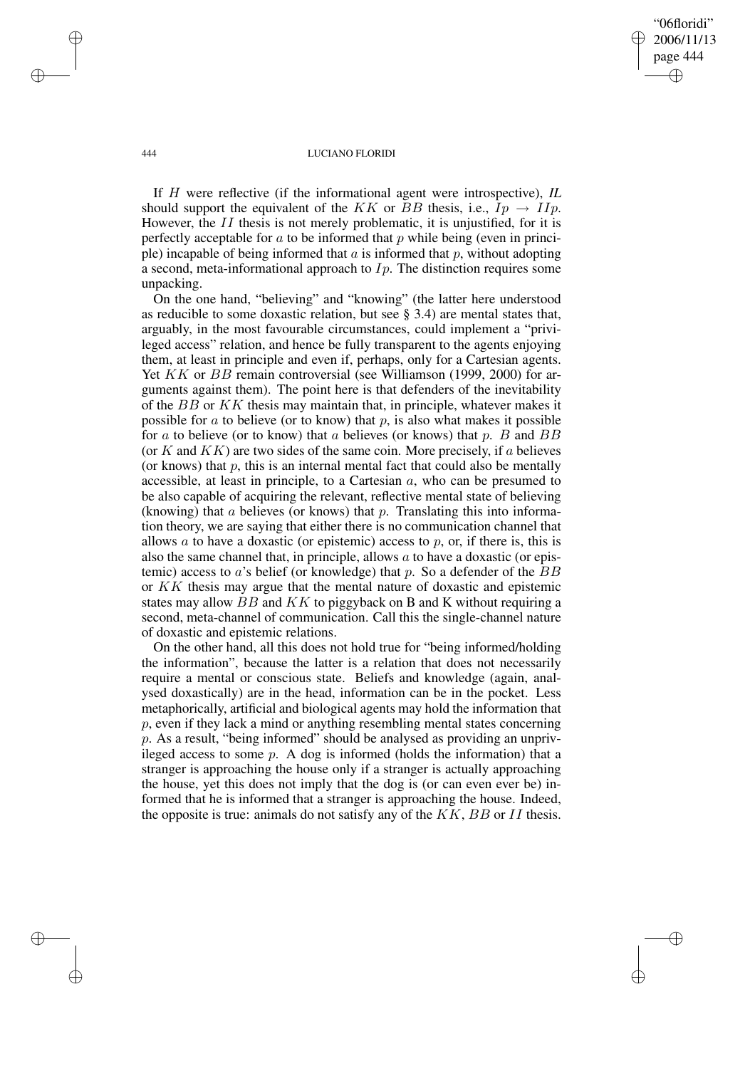If $H$ were reflective (if the informational agent were introspective), *IL* should support the equivalent of the $KK$ or $BB$ thesis, i.e., $Ip \rightarrow IIp$. However, the $II$ thesis is not merely problematic, it is unjustified, for it is perfectly acceptable for $a$ to be informed that $p$ while being (even in principle) incapable of being informed that $a$ is informed that $p$, without adopting a second, meta-informational approach to $Ip$. The distinction requires some unpacking.

On the one hand, "believing" and "knowing" (the latter here understood as reducible to some doxastic relation, but see § 3.4) are mental states that, arguably, in the most favourable circumstances, could implement a "privileged access" relation, and hence be fully transparent to the agents enjoying them, at least in principle and even if, perhaps, only for a Cartesian agents. Yet $KK$ or $BB$ remain controversial (see Williamson (1999, 2000) for arguments against them). The point here is that defenders of the inevitability of the $BB$ or $KK$ thesis may maintain that, in principle, whatever makes it possible for $a$ to believe (or to know) that $p$, is also what makes it possible for $a$ to believe (or to know) that $a$ believes (or knows) that $p$. $B$ and $BB$ (or $K$ and $KK$) are two sides of the same coin. More precisely, if $a$ believes (or knows) that $p$, this is an internal mental fact that could also be mentally accessible, at least in principle, to a Cartesian $a$, who can be presumed to be also capable of acquiring the relevant, reflective mental state of believing (knowing) that $a$ believes (or knows) that $p$. Translating this into information theory, we are saying that either there is no communication channel that allows $a$ to have a doxastic (or epistemic) access to $p$, or, if there is, this is also the same channel that, in principle, allows $a$ to have a doxastic (or epistemic) access to $a$'s belief (or knowledge) that $p$. So a defender of the $BB$ or $KK$ thesis may argue that the mental nature of doxastic and epistemic states may allow $BB$ and $KK$ to piggyback on B and K without requiring a second, meta-channel of communication. Call this the single-channel nature of doxastic and epistemic relations.

On the other hand, all this does not hold true for "being informed/holding the information", because the latter is a relation that does not necessarily require a mental or conscious state. Beliefs and knowledge (again, analysed doxastically) are in the head, information can be in the pocket. Less metaphorically, artificial and biological agents may hold the information that $p$, even if they lack a mind or anything resembling mental states concerning $p$. As a result, "being informed" should be analysed as providing an unprivileged access to some $p$. A dog is informed (holds the information) that a stranger is approaching the house only if a stranger is actually approaching the house, yet this does not imply that the dog is (or can even ever be) informed that he is informed that a stranger is approaching the house. Indeed, the opposite is true: animals do not satisfy any of the $KK$, $BB$ or $II$ thesis.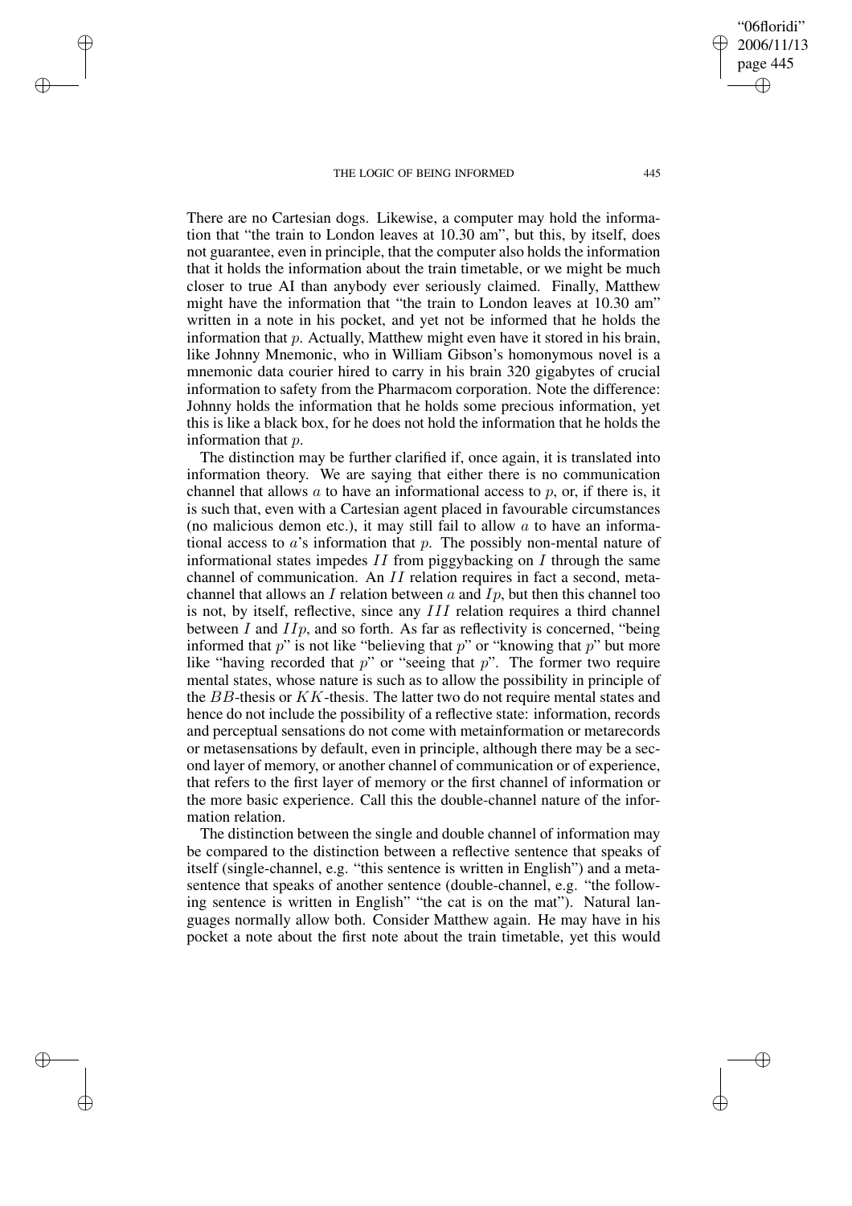There are no Cartesian dogs. Likewise, a computer may hold the information that "the train to London leaves at 10.30 am", but this, by itself, does not guarantee, even in principle, that the computer also holds the information that it holds the information about the train timetable, or we might be much closer to true AI than anybody ever seriously claimed. Finally, Matthew might have the information that "the train to London leaves at 10.30 am" written in a note in his pocket, and yet not be informed that he holds the information that $p$. Actually, Matthew might even have it stored in his brain, like Johnny Mnemonic, who in William Gibson's homonymous novel is a mnemonic data courier hired to carry in his brain 320 gigabytes of crucial information to safety from the Pharmacom corporation. Note the difference: Johnny holds the information that he holds some precious information, yet this is like a black box, for he does not hold the information that he holds the information that $p$.

The distinction may be further clarified if, once again, it is translated into information theory. We are saying that either there is no communication channel that allows $a$ to have an informational access to $p$, or, if there is, it is such that, even with a Cartesian agent placed in favourable circumstances (no malicious demon etc.), it may still fail to allow $a$ to have an informational access to $a$'s information that $p$. The possibly non-mental nature of informational states impedes $II$ from piggybacking on $I$ through the same channel of communication. An $II$ relation requires in fact a second, metachannel that allows an $I$ relation between $a$ and $Ip$, but then this channel too is not, by itself, reflective, since any $III$ relation requires a third channel between $I$ and $IIp$, and so forth. As far as reflectivity is concerned, "being informed that $p$" is not like "believing that $p$" or "knowing that $p$" but more like "having recorded that $p$" or "seeing that $p$". The former two require mental states, whose nature is such as to allow the possibility in principle of the $BB$-thesis or $KK$-thesis. The latter two do not require mental states and hence do not include the possibility of a reflective state: information, records and perceptual sensations do not come with metainformation or metarecords or metasensations by default, even in principle, although there may be a second layer of memory, or another channel of communication or of experience, that refers to the first layer of memory or the first channel of information or the more basic experience. Call this the double-channel nature of the information relation.

The distinction between the single and double channel of information may be compared to the distinction between a reflective sentence that speaks of itself (single-channel, e.g. "this sentence is written in English") and a metasentence that speaks of another sentence (double-channel, e.g. "the following sentence is written in English" "the cat is on the mat"). Natural languages normally allow both. Consider Matthew again. He may have in his pocket a note about the first note about the train timetable, yet this would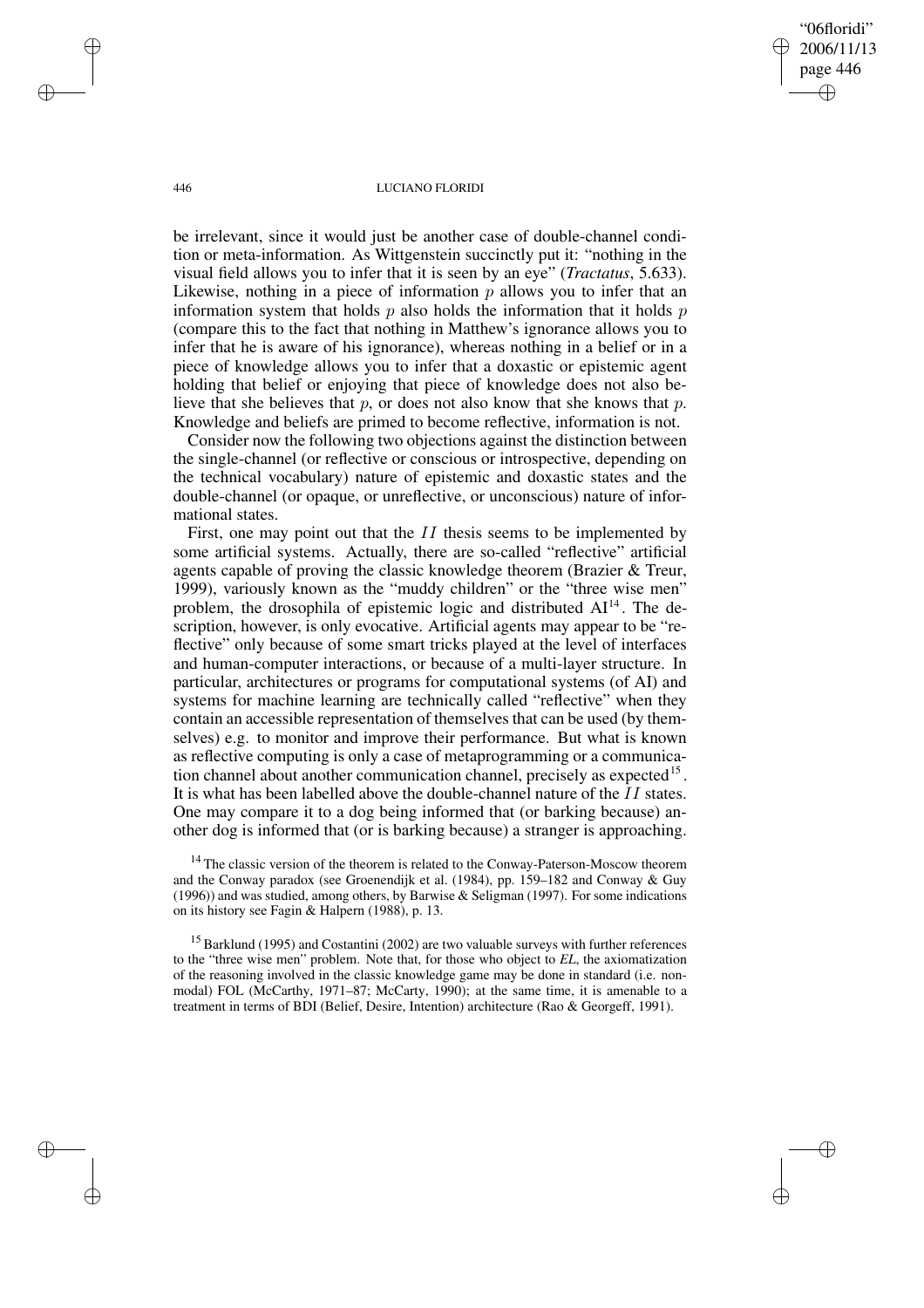be irrelevant, since it would just be another case of double-channel condition or meta-information. As Wittgenstein succinctly put it: "nothing in the visual field allows you to infer that it is seen by an eye" (*Tractatus*, 5.633). Likewise, nothing in a piece of information $p$ allows you to infer that an information system that holds $p$ also holds the information that it holds $p$ (compare this to the fact that nothing in Matthew's ignorance allows you to infer that he is aware of his ignorance), whereas nothing in a belief or in a piece of knowledge allows you to infer that a doxastic or epistemic agent holding that belief or enjoying that piece of knowledge does not also believe that she believes that $p$, or does not also know that she knows that $p$. Knowledge and beliefs are primed to become reflective, information is not.

Consider now the following two objections against the distinction between the single-channel (or reflective or conscious or introspective, depending on the technical vocabulary) nature of epistemic and doxastic states and the double-channel (or opaque, or unreflective, or unconscious) nature of informational states.

First, one may point out that the $II$ thesis seems to be implemented by some artificial systems. Actually, there are so-called "reflective" artificial agents capable of proving the classic knowledge theorem (Brazier & Treur, 1999), variously known as the "muddy children" or the "three wise men" problem, the drosophila of epistemic logic and distributed AI[14]. The description, however, is only evocative. Artificial agents may appear to be "reflective" only because of some smart tricks played at the level of interfaces and human-computer interactions, or because of a multi-layer structure. In particular, architectures or programs for computational systems (of AI) and systems for machine learning are technically called "reflective" when they contain an accessible representation of themselves that can be used (by themselves) e.g. to monitor and improve their performance. But what is known as reflective computing is only a case of metaprogramming or a communication channel about another communication channel, precisely as expected[15]. It is what has been labelled above the double-channel nature of the $II$ states. One may compare it to a dog being informed that (or barking because) another dog is informed that (or is barking because) a stranger is approaching.

[14] The classic version of the theorem is related to the Conway-Paterson-Moscow theorem and the Conway paradox (see Groenendijk et al. (1984), pp. 159–182 and Conway & Guy (1996)) and was studied, among others, by Barwise & Seligman (1997). For some indications on its history see Fagin & Halpern (1988), p. 13.

[15] Barklund (1995) and Costantini (2002) are two valuable surveys with further references to the "three wise men" problem. Note that, for those who object to *EL*, the axiomatization of the reasoning involved in the classic knowledge game may be done in standard (i.e. nonmodal) FOL (McCarthy, 1971–87; McCarty, 1990); at the same time, it is amenable to a treatment in terms of BDI (Belief, Desire, Intention) architecture (Rao & Georgeff, 1991).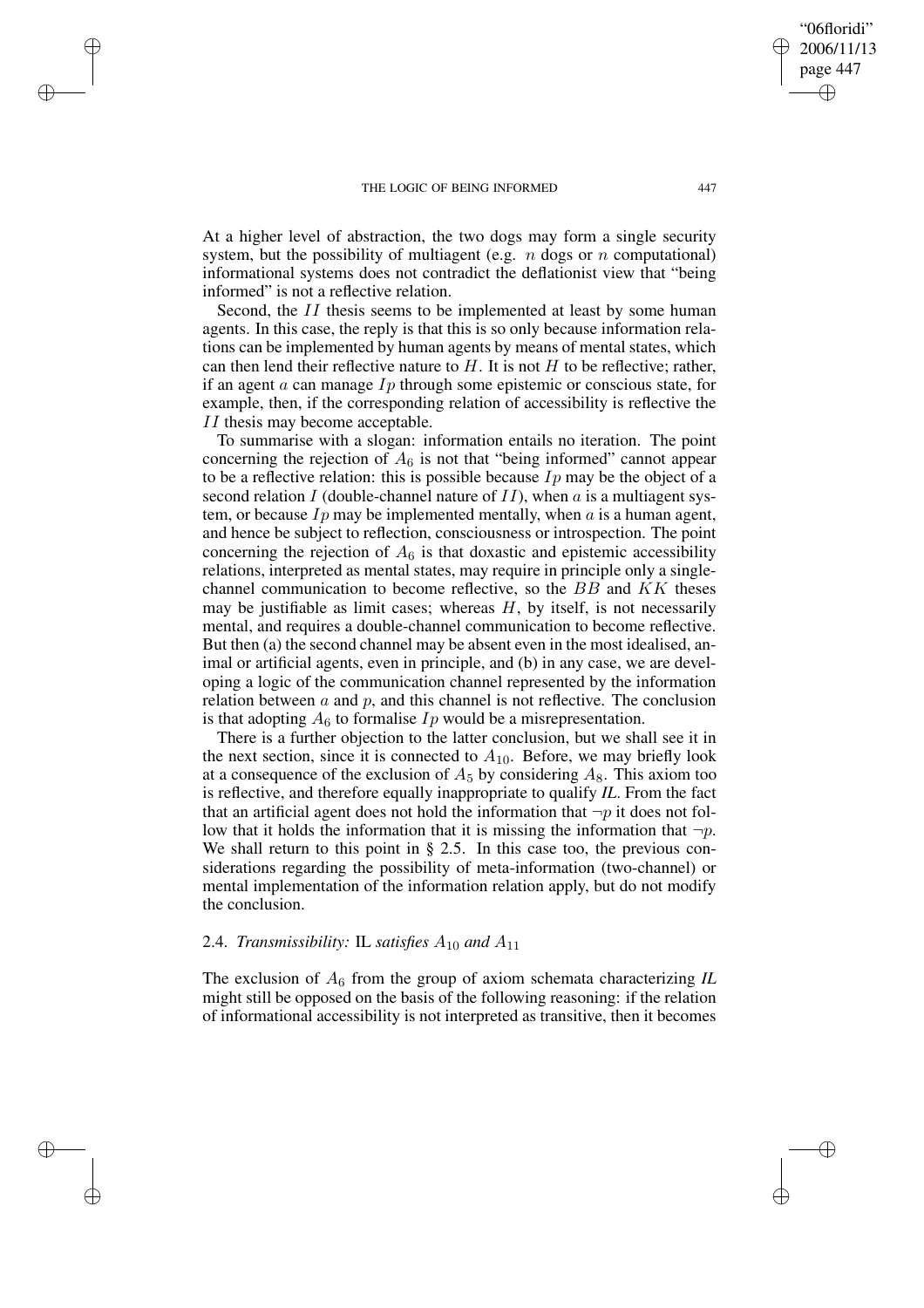At a higher level of abstraction, the two dogs may form a single security system, but the possibility of multiagent (e.g. $n$ dogs or $n$ computational) informational systems does not contradict the deflationist view that "being informed" is not a reflective relation.

Second, the $II$ thesis seems to be implemented at least by some human agents. In this case, the reply is that this is so only because information relations can be implemented by human agents by means of mental states, which can then lend their reflective nature to $H$. It is not $H$ to be reflective; rather, if an agent $a$ can manage $Ip$ through some epistemic or conscious state, for example, then, if the corresponding relation of accessibility is reflective the $II$ thesis may become acceptable.

To summarise with a slogan: information entails no iteration. The point concerning the rejection of $A_6$ is not that "being informed" cannot appear to be a reflective relation: this is possible because $Ip$ may be the object of a second relation $I$ (double-channel nature of $II$), when $a$ is a multiagent system, or because $Ip$ may be implemented mentally, when $a$ is a human agent, and hence be subject to reflection, consciousness or introspection. The point concerning the rejection of $A_6$ is that doxastic and epistemic accessibility relations, interpreted as mental states, may require in principle only a single-channel communication to become reflective, so the $BB$ and $KK$ theses may be justifiable as limit cases; whereas $H$, by itself, is not necessarily mental, and requires a double-channel communication to become reflective. But then (a) the second channel may be absent even in the most idealised, animal or artificial agents, even in principle, and (b) in any case, we are developing a logic of the communication channel represented by the information relation between $a$ and $p$, and this channel is not reflective. The conclusion is that adopting $A_6$ to formalise $Ip$ would be a misrepresentation.

There is a further objection to the latter conclusion, but we shall see it in the next section, since it is connected to $A_{10}$. Before, we may briefly look at a consequence of the exclusion of $A_5$ by considering $A_8$. This axiom too is reflective, and therefore equally inappropriate to qualify *IL*. From the fact that an artificial agent does not hold the information that $\neg p$ it does not follow that it holds the information that it is missing the information that $\neg p$. We shall return to this point in § 2.5. In this case too, the previous considerations regarding the possibility of meta-information (two-channel) or mental implementation of the information relation apply, but do not modify the conclusion.

## 2.4. *Transmissibility:* IL *satisfies* $A_{10}$ *and* $A_{11}$

The exclusion of $A_6$ from the group of axiom schemata characterizing *IL* might still be opposed on the basis of the following reasoning: if the relation of informational accessibility is not interpreted as transitive, then it becomes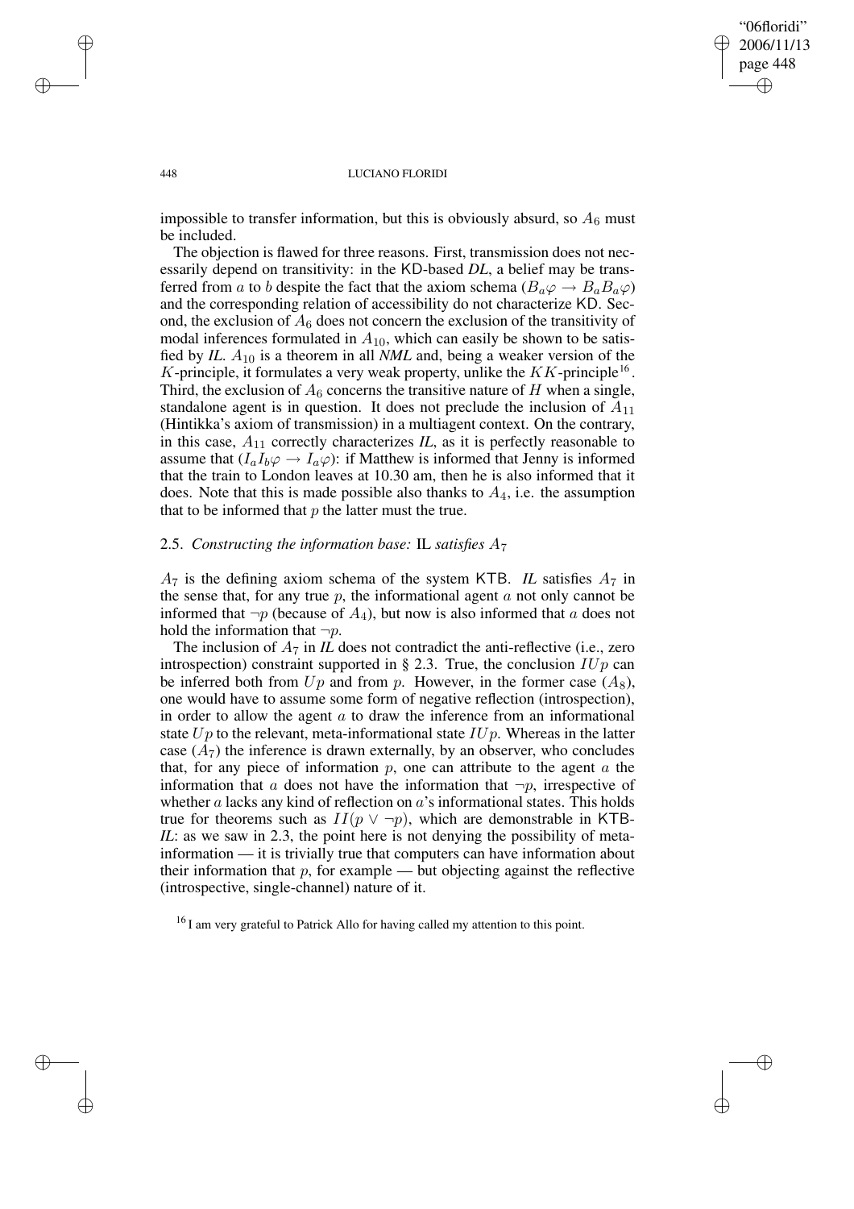impossible to transfer information, but this is obviously absurd, so $A_6$ must be included.

The objection is flawed for three reasons. First, transmission does not necessarily depend on transitivity: in the KD-based *DL*, a belief may be transferred from $a$ to $b$ despite the fact that the axiom schema $(B_a\varphi \rightarrow B_aB_a\varphi)$ and the corresponding relation of accessibility do not characterize KD. Second, the exclusion of $A_6$ does not concern the exclusion of the transitivity of modal inferences formulated in $A_{10}$, which can easily be shown to be satisfied by *IL*. $A_{10}$ is a theorem in all *NML* and, being a weaker version of the $K$-principle, it formulates a very weak property, unlike the $KK$-principle[16]. Third, the exclusion of $A_6$ concerns the transitive nature of $H$ when a single, standalone agent is in question. It does not preclude the inclusion of $A_{11}$ (Hintikka's axiom of transmission) in a multiagent context. On the contrary, in this case, $A_{11}$ correctly characterizes *IL*, as it is perfectly reasonable to assume that $(I_aI_b\varphi \rightarrow I_a\varphi)$: if Matthew is informed that Jenny is informed that the train to London leaves at 10.30 am, then he is also informed that it does. Note that this is made possible also thanks to $A_4$, i.e. the assumption that to be informed that $p$ the latter must the true.

### 2.5. *Constructing the information base:* IL *satisfies* $A_7$

$A_7$ is the defining axiom schema of the system KTB. *IL* satisfies $A_7$ in the sense that, for any true $p$, the informational agent $a$ not only cannot be informed that $\neg p$ (because of $A_4$), but now is also informed that $a$ does not hold the information that $\neg p$.

The inclusion of $A_7$ in *IL* does not contradict the anti-reflective (i.e., zero introspection) constraint supported in § 2.3. True, the conclusion $IUp$ can be inferred both from $Up$ and from $p$. However, in the former case ($A_8$), one would have to assume some form of negative reflection (introspection), in order to allow the agent $a$ to draw the inference from an informational state $Up$ to the relevant, meta-informational state $IUp$. Whereas in the latter case ($A_7$) the inference is drawn externally, by an observer, who concludes that, for any piece of information $p$, one can attribute to the agent $a$ the information that $a$ does not have the information that $\neg p$, irrespective of whether $a$ lacks any kind of reflection on $a$'s informational states. This holds true for theorems such as $II(p \vee \neg p)$, which are demonstrable in KTB-*IL*: as we saw in 2.3, the point here is not denying the possibility of meta-information — it is trivially true that computers can have information about their information that $p$, for example — but objecting against the reflective (introspective, single-channel) nature of it.

[16] I am very grateful to Patrick Allo for having called my attention to this point.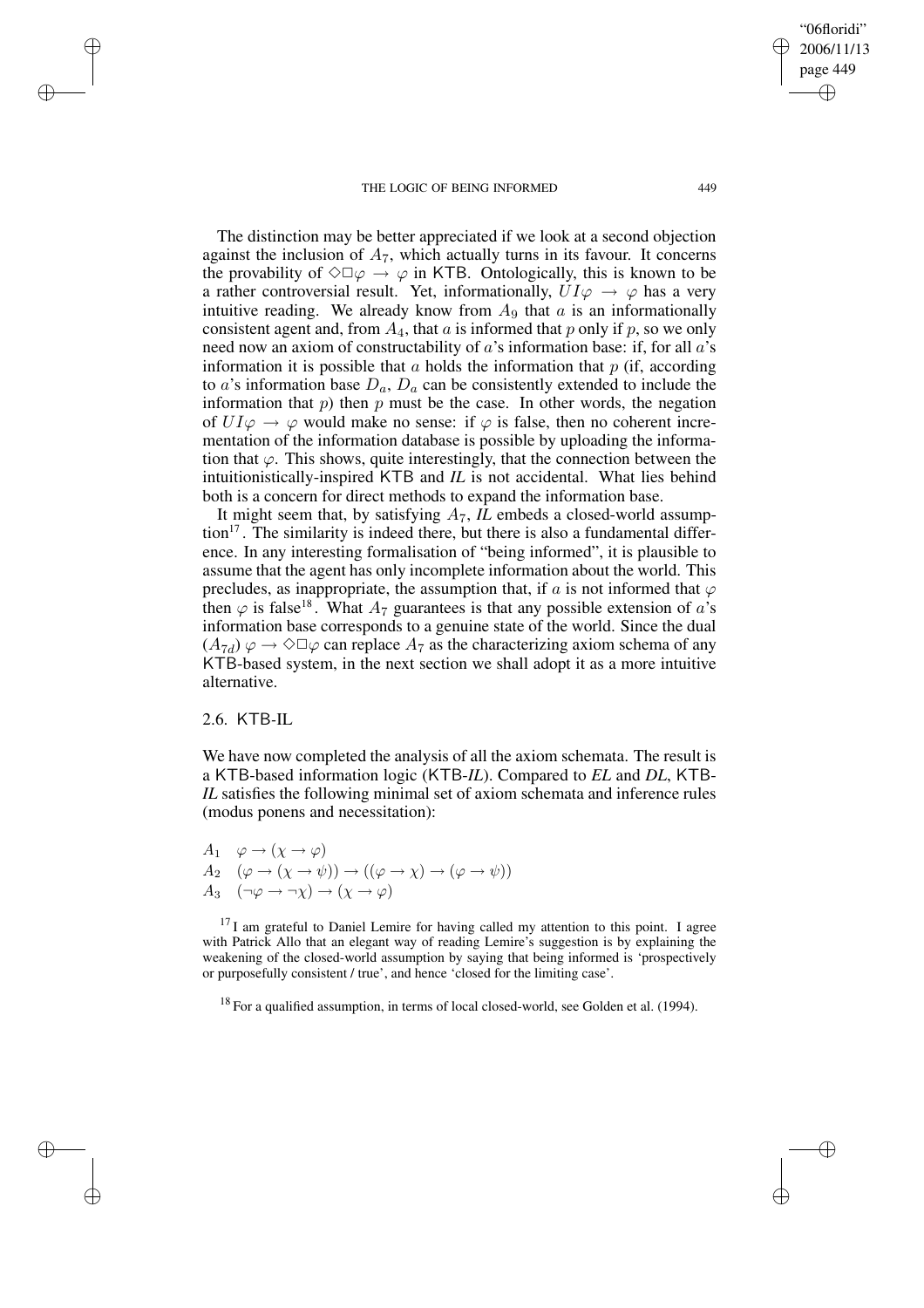The distinction may be better appreciated if we look at a second objection against the inclusion of $A_7$, which actually turns in its favour. It concerns the provability of $\Diamond\Box\varphi \rightarrow \varphi$ in KTB. Ontologically, this is known to be a rather controversial result. Yet, informationally, $UI\varphi \rightarrow \varphi$ has a very intuitive reading. We already know from $A_9$ that $a$ is an informationally consistent agent and, from $A_4$, that $a$ is informed that $p$ only if $p$, so we only need now an axiom of constructability of $a$'s information base: if, for all $a$'s information it is possible that $a$ holds the information that $p$ (if, according to $a$'s information base $D_a$, $D_a$ can be consistently extended to include the information that $p$) then $p$ must be the case. In other words, the negation of $UI\varphi \rightarrow \varphi$ would make no sense: if $\varphi$ is false, then no coherent incrementation of the information database is possible by uploading the information that $\varphi$. This shows, quite interestingly, that the connection between the intuitionistically-inspired KTB and *IL* is not accidental. What lies behind both is a concern for direct methods to expand the information base.

It might seem that, by satisfying $A_7$, *IL* embeds a closed-world assumption[17]. The similarity is indeed there, but there is also a fundamental difference. In any interesting formalisation of "being informed", it is plausible to assume that the agent has only incomplete information about the world. This precludes, as inappropriate, the assumption that, if $a$ is not informed that $\varphi$ then $\varphi$ is false[18]. What $A_7$ guarantees is that any possible extension of $a$'s information base corresponds to a genuine state of the world. Since the dual $(A_{7d})$ $\varphi \rightarrow \Diamond\Box\varphi$ can replace $A_7$ as the characterizing axiom schema of any KTB-based system, in the next section we shall adopt it as a more intuitive alternative.

## 2.6. KTB-IL

We have now completed the analysis of all the axiom schemata. The result is a KTB-based information logic (KTB-*IL*). Compared to *EL* and *DL*, KTB-*IL* satisfies the following minimal set of axiom schemata and inference rules (modus ponens and necessitation):

$A_1$ $\quad \varphi \rightarrow (\chi \rightarrow \varphi)$

$A_2$ $\quad (\varphi \rightarrow (\chi \rightarrow \psi)) \rightarrow ((\varphi \rightarrow \chi) \rightarrow (\varphi \rightarrow \psi))$

$A_3$ $\quad (\neg\varphi \rightarrow \neg\chi) \rightarrow (\chi \rightarrow \varphi)$

---

[17] I am grateful to Daniel Lemire for having called my attention to this point. I agree with Patrick Allo that an elegant way of reading Lemire's suggestion is by explaining the weakening of the closed-world assumption by saying that being informed is 'prospectively or purposefully consistent / true', and hence 'closed for the limiting case'.

[18] For a qualified assumption, in terms of local closed-world, see Golden et al. (1994).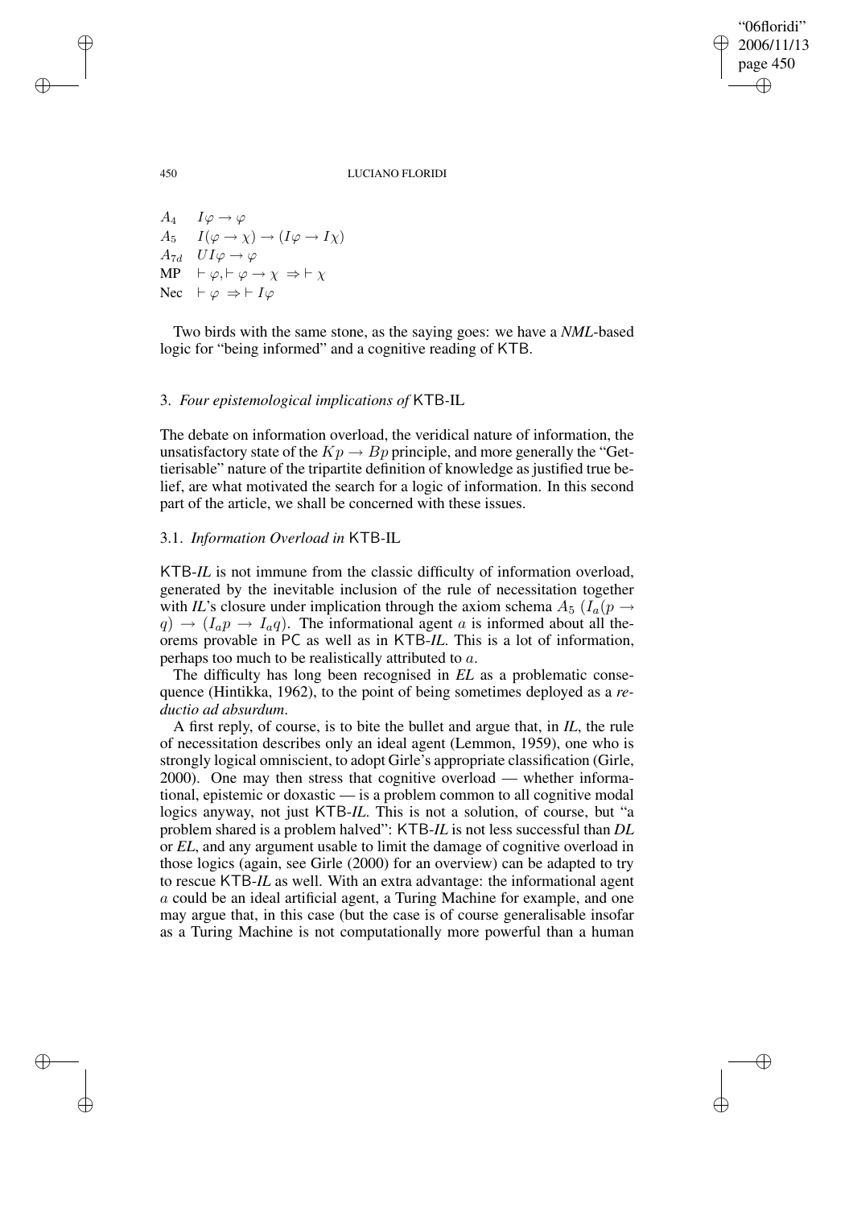$A_4$ $\quad I\varphi \to \varphi$
$A_5$ $\quad I(\varphi \to \chi) \to (I\varphi \to I\chi)$
$A_{7d}$ $\quad UI\varphi \to \varphi$
MP $\quad \vdash \varphi, \vdash \varphi \to \chi \Rightarrow \vdash \chi$
Nec $\quad \vdash \varphi \Rightarrow \vdash I\varphi$

Two birds with the same stone, as the saying goes: we have a *NML*-based logic for "being informed" and a cognitive reading of KTB.

## 3. *Four epistemological implications of* KTB-IL

The debate on information overload, the veridical nature of information, the unsatisfactory state of the $Kp \to Bp$ principle, and more generally the "Gettierisable" nature of the tripartite definition of knowledge as justified true belief, are what motivated the search for a logic of information. In this second part of the article, we shall be concerned with these issues.

### 3.1. *Information Overload in* KTB-IL

KTB-*IL* is not immune from the classic difficulty of information overload, generated by the inevitable inclusion of the rule of necessitation together with *IL*'s closure under implication through the axiom schema $A_5$ $(I_a(p \to q) \to (I_a p \to I_a q)$. The informational agent $a$ is informed about all theorems provable in PC as well as in KTB-*IL*. This is a lot of information, perhaps too much to be realistically attributed to $a$.

The difficulty has long been recognised in *EL* as a problematic consequence (Hintikka, 1962), to the point of being sometimes deployed as a *reductio ad absurdum*.

A first reply, of course, is to bite the bullet and argue that, in *IL*, the rule of necessitation describes only an ideal agent (Lemmon, 1959), one who is strongly logical omniscient, to adopt Girle's appropriate classification (Girle, 2000). One may then stress that cognitive overload — whether informational, epistemic or doxastic — is a problem common to all cognitive modal logics anyway, not just KTB-*IL*. This is not a solution, of course, but "a problem shared is a problem halved": KTB-*IL* is not less successful than *DL* or *EL*, and any argument usable to limit the damage of cognitive overload in those logics (again, see Girle (2000) for an overview) can be adapted to try to rescue KTB-*IL* as well. With an extra advantage: the informational agent $a$ could be an ideal artificial agent, a Turing Machine for example, and one may argue that, in this case (but the case is of course generalisable insofar as a Turing Machine is not computationally more powerful than a human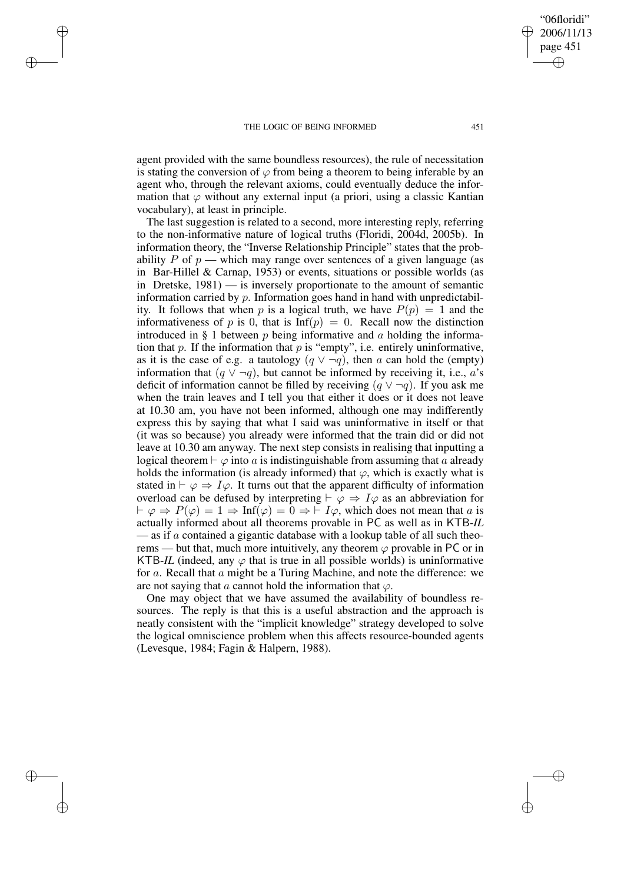agent provided with the same boundless resources), the rule of necessitation is stating the conversion of $\varphi$ from being a theorem to being inferable by an agent who, through the relevant axioms, could eventually deduce the information that $\varphi$ without any external input (a priori, using a classic Kantian vocabulary), at least in principle.

The last suggestion is related to a second, more interesting reply, referring to the non-informative nature of logical truths (Floridi, 2004d, 2005b). In information theory, the "Inverse Relationship Principle" states that the probability $P$ of $p$ — which may range over sentences of a given language (as in Bar-Hillel & Carnap, 1953) or events, situations or possible worlds (as in Dretske, 1981) — is inversely proportionate to the amount of semantic information carried by $p$. Information goes hand in hand with unpredictability. It follows that when $p$ is a logical truth, we have $P(p) = 1$ and the informativeness of $p$ is 0, that is $\text{Inf}(p) = 0$. Recall now the distinction introduced in § 1 between $p$ being informative and $a$ holding the information that $p$. If the information that $p$ is "empty", i.e. entirely uninformative, as it is the case of e.g. a tautology $(q \vee \neg q)$, then $a$ can hold the (empty) information that $(q \vee \neg q)$, but cannot be informed by receiving it, i.e., $a$'s deficit of information cannot be filled by receiving $(q \vee \neg q)$. If you ask me when the train leaves and I tell you that either it does or it does not leave at 10.30 am, you have not been informed, although one may indifferently express this by saying that what I said was uninformative in itself or that (it was so because) you already were informed that the train did or did not leave at 10.30 am anyway. The next step consists in realising that inputting a logical theorem $\vdash \varphi$ into $a$ is indistinguishable from assuming that $a$ already holds the information (is already informed) that $\varphi$, which is exactly what is stated in $\vdash \varphi \Rightarrow I\varphi$. It turns out that the apparent difficulty of information overload can be defused by interpreting $\vdash \varphi \Rightarrow I\varphi$ as an abbreviation for $\vdash \varphi \Rightarrow P(\varphi) = 1 \Rightarrow \text{Inf}(\varphi) = 0 \Rightarrow \vdash I\varphi$, which does not mean that $a$ is actually informed about all theorems provable in PC as well as in KTB-*IL* — as if $a$ contained a gigantic database with a lookup table of all such theorems — but that, much more intuitively, any theorem $\varphi$ provable in PC or in KTB-*IL* (indeed, any $\varphi$ that is true in all possible worlds) is uninformative for $a$. Recall that $a$ might be a Turing Machine, and note the difference: we are not saying that $a$ cannot hold the information that $\varphi$.

One may object that we have assumed the availability of boundless resources. The reply is that this is a useful abstraction and the approach is neatly consistent with the "implicit knowledge" strategy developed to solve the logical omniscience problem when this affects resource-bounded agents (Levesque, 1984; Fagin & Halpern, 1988).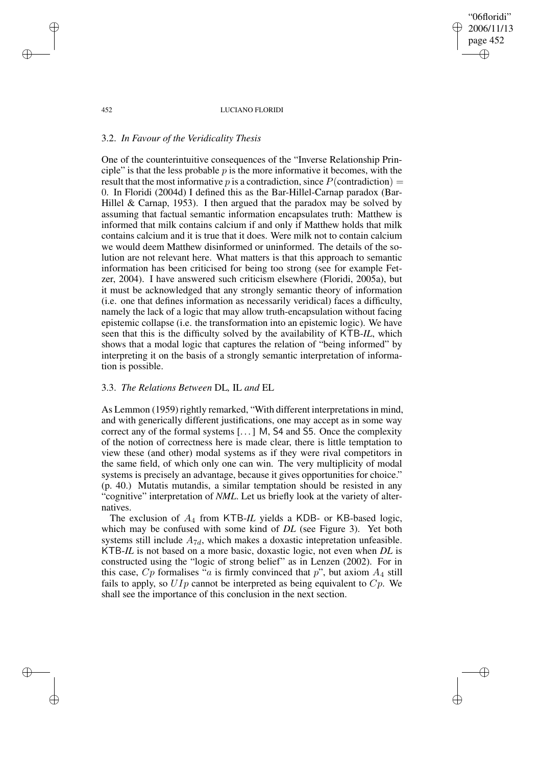### 3.2. *In Favour of the Veridicality Thesis*

One of the counterintuitive consequences of the "Inverse Relationship Principle" is that the less probable $p$ is the more informative it becomes, with the result that the most informative $p$ is a contradiction, since $P(\text{contradiction}) = 0$. In Floridi (2004d) I defined this as the Bar-Hillel-Carnap paradox (Bar-Hillel & Carnap, 1953). I then argued that the paradox may be solved by assuming that factual semantic information encapsulates truth: Matthew is informed that milk contains calcium if and only if Matthew holds that milk contains calcium and it is true that it does. Were milk not to contain calcium we would deem Matthew disinformed or uninformed. The details of the solution are not relevant here. What matters is that this approach to semantic information has been criticised for being too strong (see for example Fetzer, 2004). I have answered such criticism elsewhere (Floridi, 2005a), but it must be acknowledged that any strongly semantic theory of information (i.e. one that defines information as necessarily veridical) faces a difficulty, namely the lack of a logic that may allow truth-encapsulation without facing epistemic collapse (i.e. the transformation into an epistemic logic). We have seen that this is the difficulty solved by the availability of KTB-*IL*, which shows that a modal logic that captures the relation of "being informed" by interpreting it on the basis of a strongly semantic interpretation of information is possible.

### 3.3. *The Relations Between* DL*,* IL *and* EL

As Lemmon (1959) rightly remarked, "With different interpretations in mind, and with generically different justifications, one may accept as in some way correct any of the formal systems [...] M, S4 and S5. Once the complexity of the notion of correctness here is made clear, there is little temptation to view these (and other) modal systems as if they were rival competitors in the same field, of which only one can win. The very multiplicity of modal systems is precisely an advantage, because it gives opportunities for choice." (p. 40.) Mutatis mutandis, a similar temptation should be resisted in any "cognitive" interpretation of *NML*. Let us briefly look at the variety of alternatives.

The exclusion of $A_4$ from KTB-*IL* yields a KDB- or KB-based logic, which may be confused with some kind of *DL* (see Figure 3). Yet both systems still include $A_{7d}$, which makes a doxastic intepretation unfeasible. KTB-*IL* is not based on a more basic, doxastic logic, not even when *DL* is constructed using the "logic of strong belief" as in Lenzen (2002). For in this case, $Cp$ formalises "$a$ is firmly convinced that $p$", but axiom $A_4$ still fails to apply, so $UIp$ cannot be interpreted as being equivalent to $Cp$. We shall see the importance of this conclusion in the next section.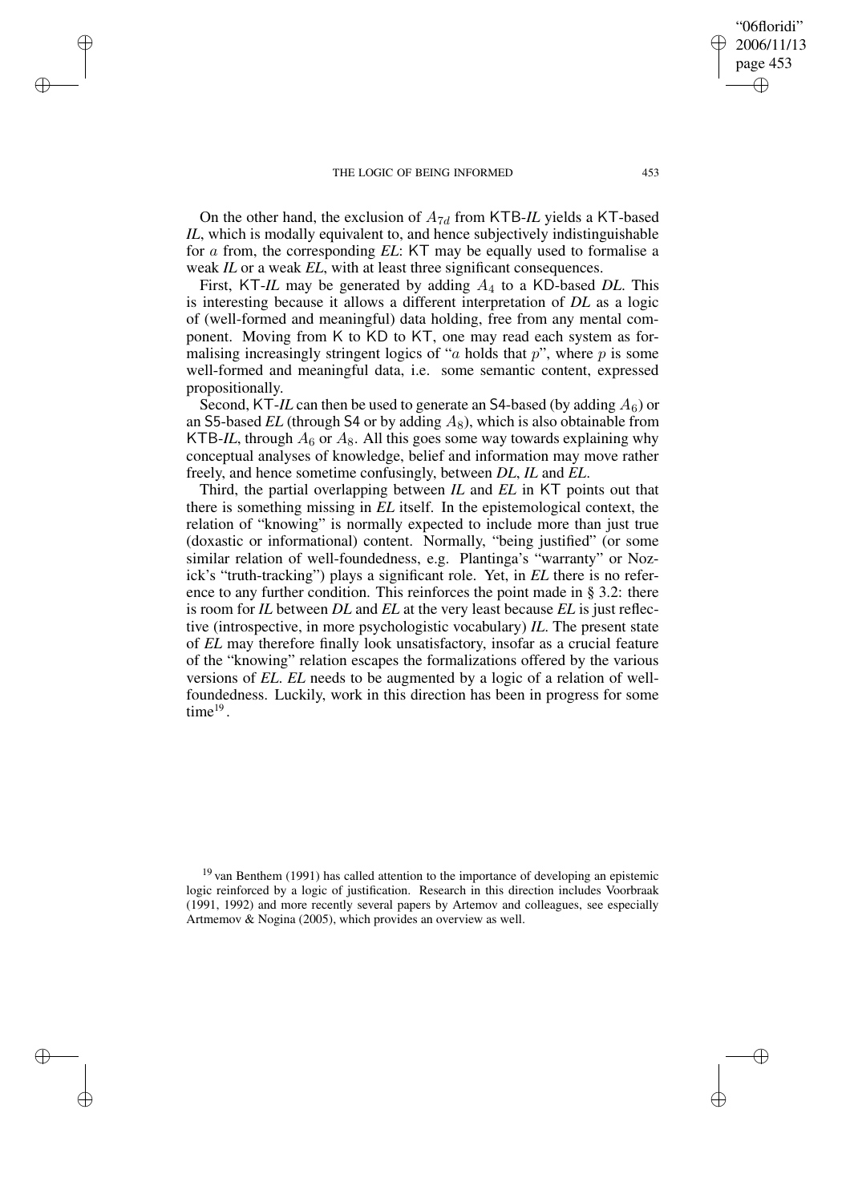On the other hand, the exclusion of $A_{7d}$ from KTB-*IL* yields a KT-based *IL*, which is modally equivalent to, and hence subjectively indistinguishable for $a$ from, the corresponding *EL*: KT may be equally used to formalise a weak *IL* or a weak *EL*, with at least three significant consequences.

First, KT-*IL* may be generated by adding $A_4$ to a KD-based *DL*. This is interesting because it allows a different interpretation of *DL* as a logic of (well-formed and meaningful) data holding, free from any mental component. Moving from K to KD to KT, one may read each system as formalising increasingly stringent logics of "$a$ holds that $p$", where $p$ is some well-formed and meaningful data, i.e. some semantic content, expressed propositionally.

Second, KT-*IL* can then be used to generate an S4-based (by adding $A_6$) or an S5-based *EL* (through S4 or by adding $A_8$), which is also obtainable from KTB-*IL*, through $A_6$ or $A_8$. All this goes some way towards explaining why conceptual analyses of knowledge, belief and information may move rather freely, and hence sometime confusingly, between *DL*, *IL* and *EL*.

Third, the partial overlapping between *IL* and *EL* in KT points out that there is something missing in *EL* itself. In the epistemological context, the relation of "knowing" is normally expected to include more than just true (doxastic or informational) content. Normally, "being justified" (or some similar relation of well-foundedness, e.g. Plantinga's "warranty" or Nozick's "truth-tracking") plays a significant role. Yet, in *EL* there is no reference to any further condition. This reinforces the point made in § 3.2: there is room for *IL* between *DL* and *EL* at the very least because *EL* is just reflective (introspective, in more psychologistic vocabulary) *IL*. The present state of *EL* may therefore finally look unsatisfactory, insofar as a crucial feature of the "knowing" relation escapes the formalizations offered by the various versions of *EL*. *EL* needs to be augmented by a logic of a relation of well-foundedness. Luckily, work in this direction has been in progress for some time[19].

[19] van Benthem (1991) has called attention to the importance of developing an epistemic logic reinforced by a logic of justification. Research in this direction includes Voorbraak (1991, 1992) and more recently several papers by Artemov and colleagues, see especially Artmemov & Nogina (2005), which provides an overview as well.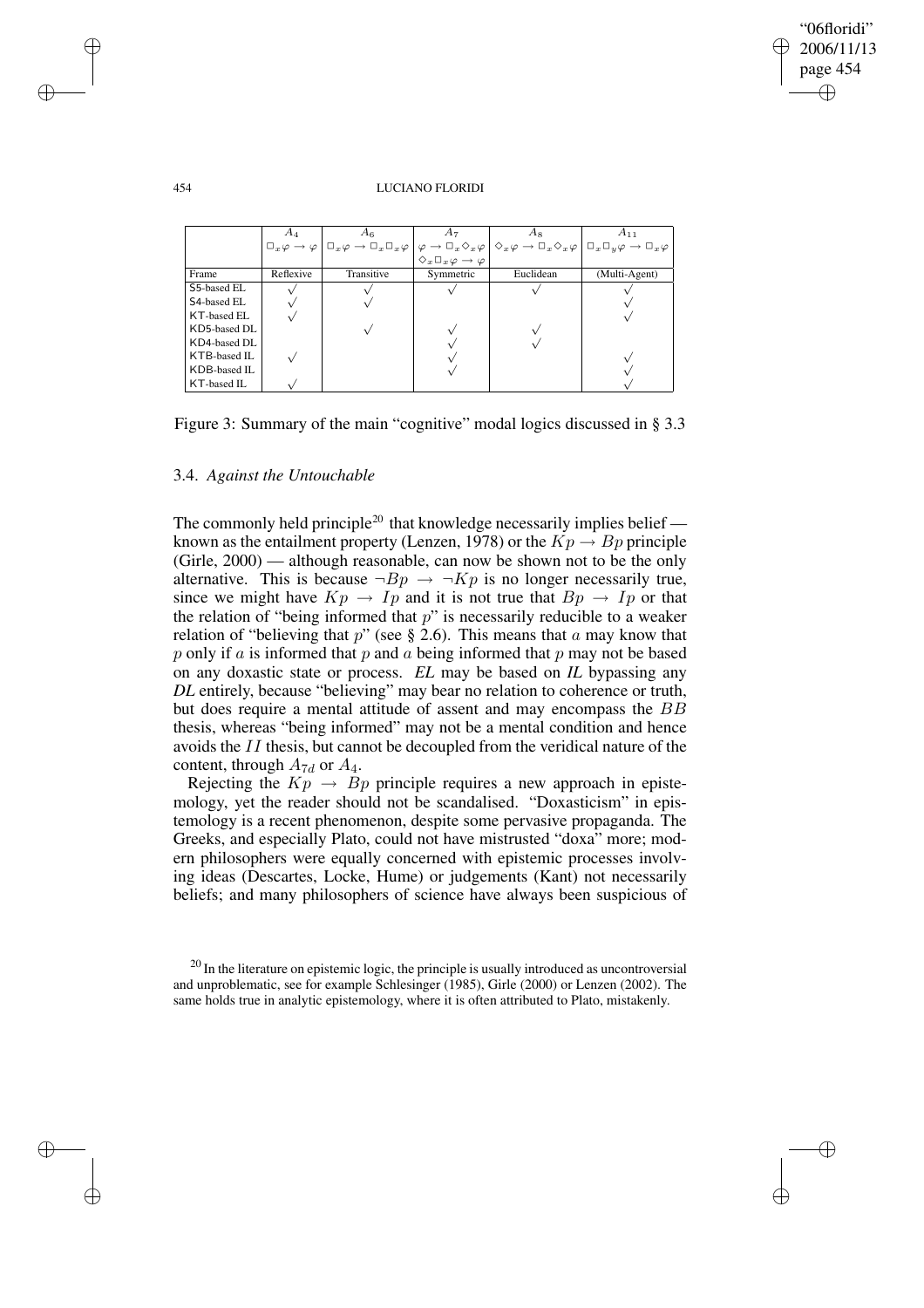| | $A_4$ | $A_6$ | $A_7$ | $A_8$ | $A_{11}$ |
|---|---|---|---|---|---|
| | $\Box_x\varphi \to \varphi$ | $\Box_x\varphi \to \Box_x\Box_x\varphi$ | $\varphi \to \Box_x\Diamond_x\varphi$ $\Diamond_x\Box_x\varphi \to \varphi$ | $\Diamond_x\varphi \to \Box_x\Diamond_x\varphi$ | $\Box_x\Box_y\varphi \to \Box_x\varphi$ |
| Frame | Reflexive | Transitive | Symmetric | Euclidean | (Multi-Agent) |
| S5-based EL | √ | √ | √ | √ | √ |
| S4-based EL | √ | √ | | | √ |
| KT-based EL | √ | | | | √ |
| KD5-based DL | | √ | √ | √ | |
| KD4-based DL | | | √ | √ | |
| KTB-based IL | √ | | √ | | √ |
| KDB-based IL | | | √ | | √ |
| KT-based IL | √ | | | | √ |

Figure 3: Summary of the main "cognitive" modal logics discussed in § 3.3

### 3.4. *Against the Untouchable*

The commonly held principle[20] that knowledge necessarily implies belief — known as the entailment property (Lenzen, 1978) or the $Kp \to Bp$ principle (Girle, 2000) — although reasonable, can now be shown not to be the only alternative. This is because $\neg Bp \to \neg Kp$ is no longer necessarily true, since we might have $Kp \to Ip$ and it is not true that $Bp \to Ip$ or that the relation of "being informed that $p$" is necessarily reducible to a weaker relation of "believing that $p$" (see § 2.6). This means that $a$ may know that $p$ only if $a$ is informed that $p$ and $a$ being informed that $p$ may not be based on any doxastic state or process. *EL* may be based on *IL* bypassing any *DL* entirely, because "believing" may bear no relation to coherence or truth, but does require a mental attitude of assent and may encompass the $BB$ thesis, whereas "being informed" may not be a mental condition and hence avoids the $II$ thesis, but cannot be decoupled from the veridical nature of the content, through $A_{7d}$ or $A_4$.

Rejecting the $Kp \to Bp$ principle requires a new approach in epistemology, yet the reader should not be scandalised. "Doxasticism" in epistemology is a recent phenomenon, despite some pervasive propaganda. The Greeks, and especially Plato, could not have mistrusted "doxa" more; modern philosophers were equally concerned with epistemic processes involving ideas (Descartes, Locke, Hume) or judgements (Kant) not necessarily beliefs; and many philosophers of science have always been suspicious of

[20] In the literature on epistemic logic, the principle is usually introduced as uncontroversial and unproblematic, see for example Schlesinger (1985), Girle (2000) or Lenzen (2002). The same holds true in analytic epistemology, where it is often attributed to Plato, mistakenly.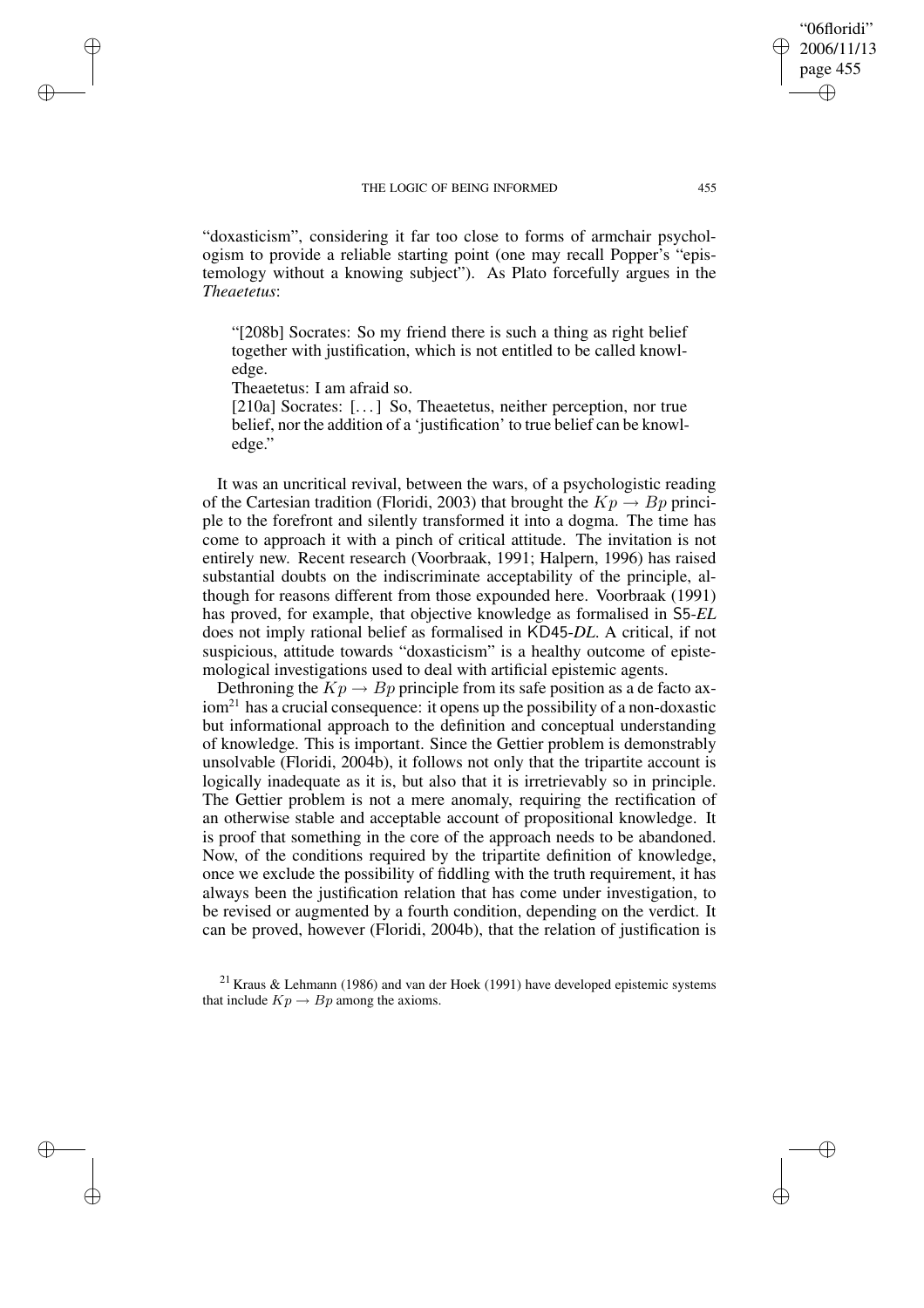"doxasticism", considering it far too close to forms of armchair psychologism to provide a reliable starting point (one may recall Popper's "epistemology without a knowing subject"). As Plato forcefully argues in the *Theaetetus*:

> "[208b] Socrates: So my friend there is such a thing as right belief together with justification, which is not entitled to be called knowledge.
> Theaetetus: I am afraid so.
> [210a] Socrates: [...] So, Theaetetus, neither perception, nor true belief, nor the addition of a 'justification' to true belief can be knowledge."

It was an uncritical revival, between the wars, of a psychologistic reading of the Cartesian tradition (Floridi, 2003) that brought the $Kp \rightarrow Bp$ principle to the forefront and silently transformed it into a dogma. The time has come to approach it with a pinch of critical attitude. The invitation is not entirely new. Recent research (Voorbraak, 1991; Halpern, 1996) has raised substantial doubts on the indiscriminate acceptability of the principle, although for reasons different from those expounded here. Voorbraak (1991) has proved, for example, that objective knowledge as formalised in S5-*EL* does not imply rational belief as formalised in KD45-*DL*. A critical, if not suspicious, attitude towards "doxasticism" is a healthy outcome of epistemological investigations used to deal with artificial epistemic agents.

Dethroning the $Kp \rightarrow Bp$ principle from its safe position as a de facto axiom[21] has a crucial consequence: it opens up the possibility of a non-doxastic but informational approach to the definition and conceptual understanding of knowledge. This is important. Since the Gettier problem is demonstrably unsolvable (Floridi, 2004b), it follows not only that the tripartite account is logically inadequate as it is, but also that it is irretrievably so in principle. The Gettier problem is not a mere anomaly, requiring the rectification of an otherwise stable and acceptable account of propositional knowledge. It is proof that something in the core of the approach needs to be abandoned. Now, of the conditions required by the tripartite definition of knowledge, once we exclude the possibility of fiddling with the truth requirement, it has always been the justification relation that has come under investigation, to be revised or augmented by a fourth condition, depending on the verdict. It can be proved, however (Floridi, 2004b), that the relation of justification is

[21] Kraus & Lehmann (1986) and van der Hoek (1991) have developed epistemic systems that include $Kp \rightarrow Bp$ among the axioms.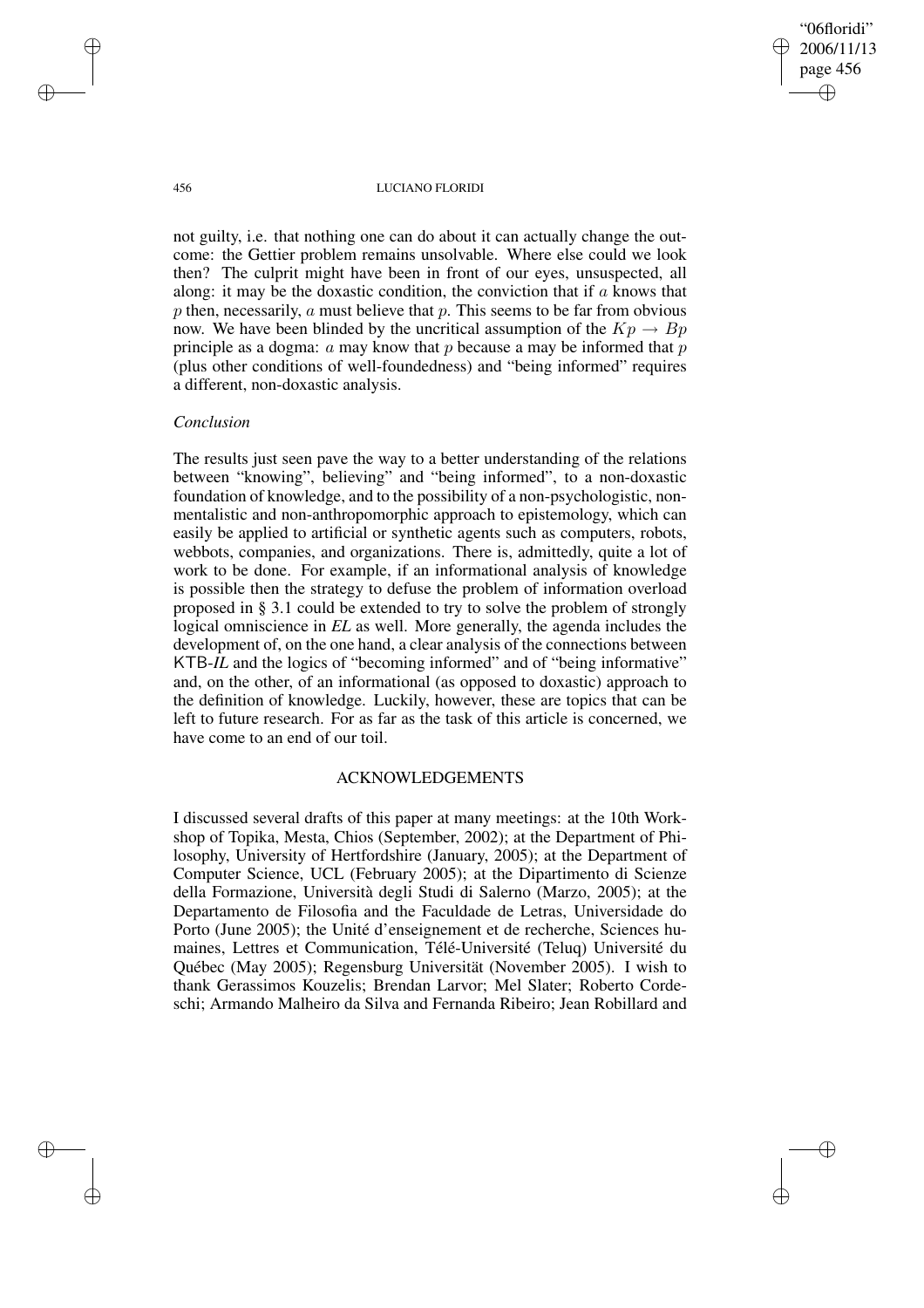not guilty, i.e. that nothing one can do about it can actually change the outcome: the Gettier problem remains unsolvable. Where else could we look then? The culprit might have been in front of our eyes, unsuspected, all along: it may be the doxastic condition, the conviction that if $a$ knows that $p$ then, necessarily, $a$ must believe that $p$. This seems to be far from obvious now. We have been blinded by the uncritical assumption of the $Kp \rightarrow Bp$ principle as a dogma: $a$ may know that $p$ because $a$ may be informed that $p$ (plus other conditions of well-foundedness) and "being informed" requires a different, non-doxastic analysis.

### *Conclusion*

The results just seen pave the way to a better understanding of the relations between "knowing", believing" and "being informed", to a non-doxastic foundation of knowledge, and to the possibility of a non-psychologistic, non-mentalistic and non-anthropomorphic approach to epistemology, which can easily be applied to artificial or synthetic agents such as computers, robots, webbots, companies, and organizations. There is, admittedly, quite a lot of work to be done. For example, if an informational analysis of knowledge is possible then the strategy to defuse the problem of information overload proposed in § 3.1 could be extended to try to solve the problem of strongly logical omniscience in *EL* as well. More generally, the agenda includes the development of, on the one hand, a clear analysis of the connections between KTB-*IL* and the logics of "becoming informed" and of "being informative" and, on the other, of an informational (as opposed to doxastic) approach to the definition of knowledge. Luckily, however, these are topics that can be left to future research. For as far as the task of this article is concerned, we have come to an end of our toil.

## ACKNOWLEDGEMENTS

I discussed several drafts of this paper at many meetings: at the 10th Workshop of Topika, Mesta, Chios (September, 2002); at the Department of Philosophy, University of Hertfordshire (January, 2005); at the Department of Computer Science, UCL (February 2005); at the Dipartimento di Scienze della Formazione, Università degli Studi di Salerno (Marzo, 2005); at the Departamento de Filosofia and the Faculdade de Letras, Universidade do Porto (June 2005); the Unité d'enseignement et de recherche, Sciences humaines, Lettres et Communication, Télé-Université (Teluq) Université du Québec (May 2005); Regensburg Universität (November 2005). I wish to thank Gerassimos Kouzelis; Brendan Larvor; Mel Slater; Roberto Cordeschi; Armando Malheiro da Silva and Fernanda Ribeiro; Jean Robillard and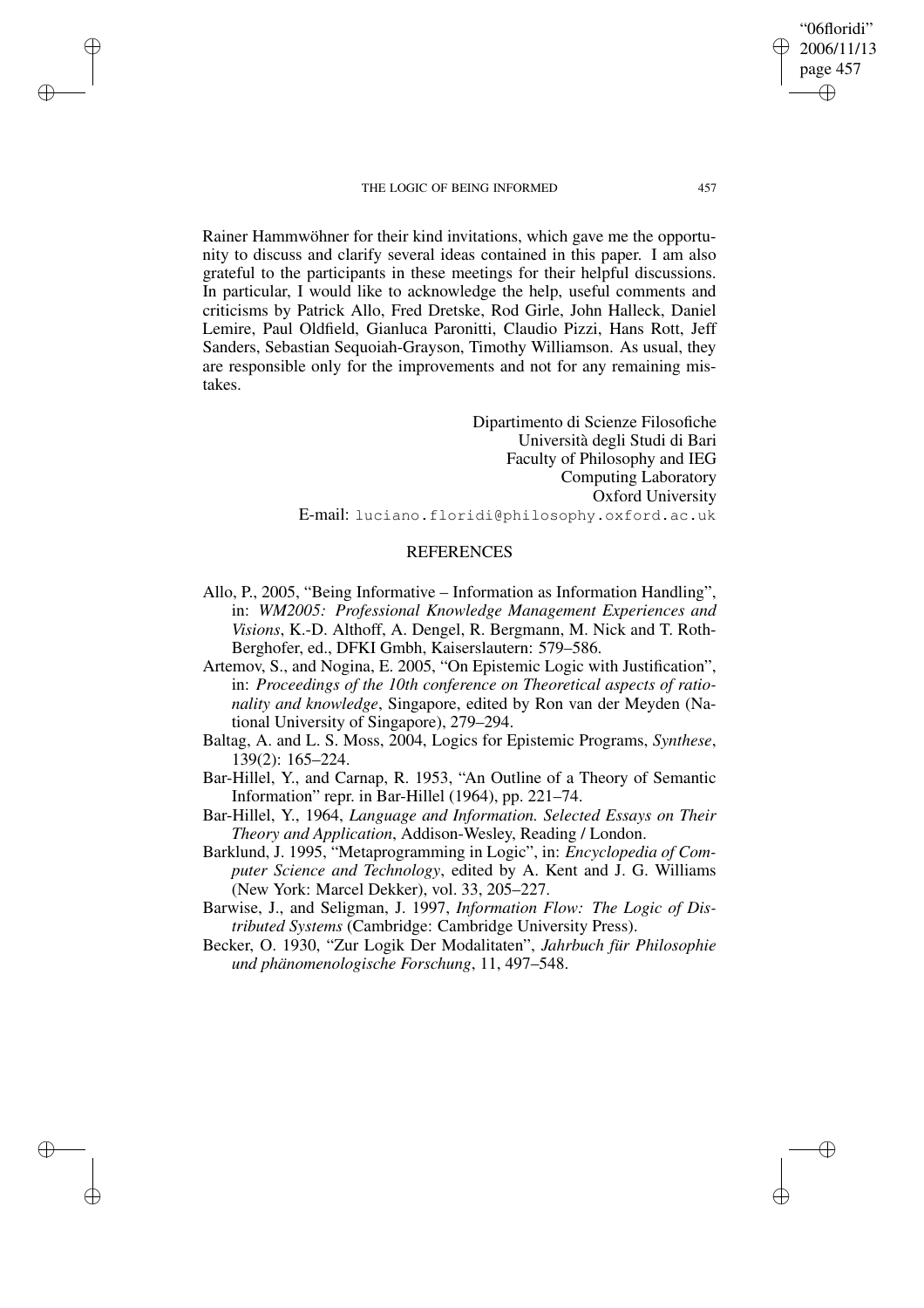Rainer Hammwöhner for their kind invitations, which gave me the opportunity to discuss and clarify several ideas contained in this paper. I am also grateful to the participants in these meetings for their helpful discussions. In particular, I would like to acknowledge the help, useful comments and criticisms by Patrick Allo, Fred Dretske, Rod Girle, John Halleck, Daniel Lemire, Paul Oldfield, Gianluca Paronitti, Claudio Pizzi, Hans Rott, Jeff Sanders, Sebastian Sequoiah-Grayson, Timothy Williamson. As usual, they are responsible only for the improvements and not for any remaining mistakes.

Dipartimento di Scienze Filosofiche
Università degli Studi di Bari
Faculty of Philosophy and IEG
Computing Laboratory
Oxford University
E-mail: luciano.floridi@philosophy.oxford.ac.uk

## REFERENCES

Allo, P., 2005, "Being Informative – Information as Information Handling", in: *WM2005: Professional Knowledge Management Experiences and Visions*, K.-D. Althoff, A. Dengel, R. Bergmann, M. Nick and T. Roth-Berghofer, ed., DFKI Gmbh, Kaiserslautern: 579–586.

Artemov, S., and Nogina, E. 2005, "On Epistemic Logic with Justification", in: *Proceedings of the 10th conference on Theoretical aspects of rationality and knowledge*, Singapore, edited by Ron van der Meyden (National University of Singapore), 279–294.

Baltag, A. and L. S. Moss, 2004, Logics for Epistemic Programs, *Synthese*, 139(2): 165–224.

Bar-Hillel, Y., and Carnap, R. 1953, "An Outline of a Theory of Semantic Information" repr. in Bar-Hillel (1964), pp. 221–74.

Bar-Hillel, Y., 1964, *Language and Information. Selected Essays on Their Theory and Application*, Addison-Wesley, Reading / London.

Barklund, J. 1995, "Metaprogramming in Logic", in: *Encyclopedia of Computer Science and Technology*, edited by A. Kent and J. G. Williams (New York: Marcel Dekker), vol. 33, 205–227.

Barwise, J., and Seligman, J. 1997, *Information Flow: The Logic of Distributed Systems* (Cambridge: Cambridge University Press).

Becker, O. 1930, "Zur Logik Der Modalitaten", *Jahrbuch für Philosophie und phänomenologische Forschung*, 11, 497–548.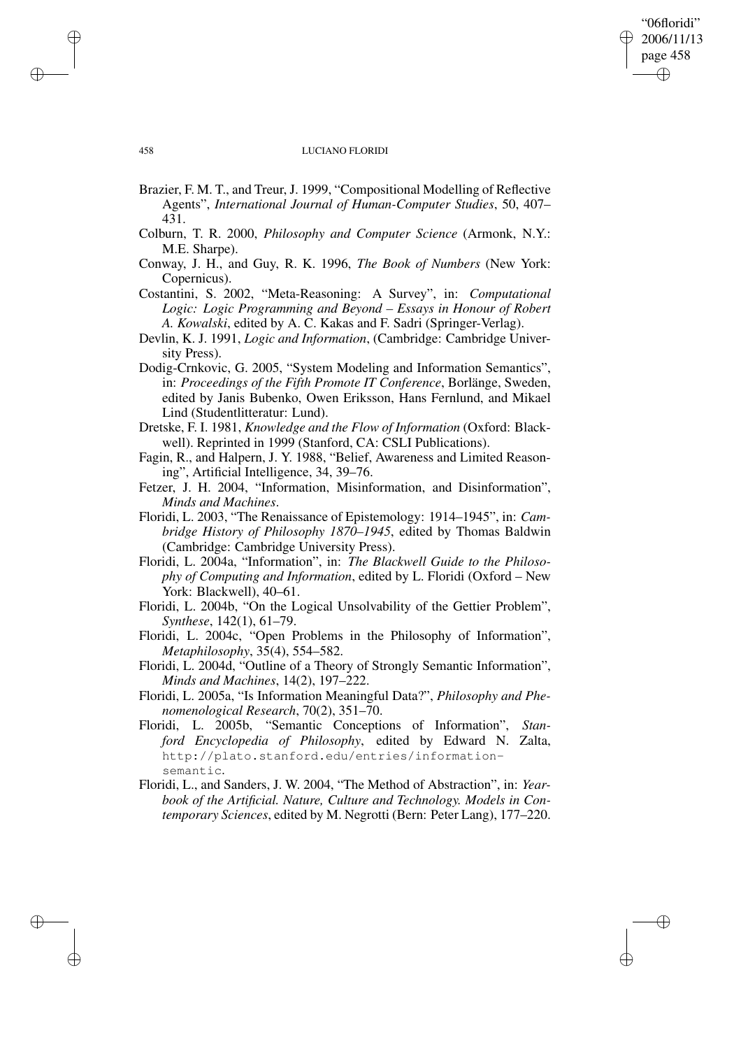Brazier, F. M. T., and Treur, J. 1999, "Compositional Modelling of Reflective Agents", *International Journal of Human-Computer Studies*, 50, 407–431.

Colburn, T. R. 2000, *Philosophy and Computer Science* (Armonk, N.Y.: M.E. Sharpe).

Conway, J. H., and Guy, R. K. 1996, *The Book of Numbers* (New York: Copernicus).

Costantini, S. 2002, "Meta-Reasoning: A Survey", in: *Computational Logic: Logic Programming and Beyond – Essays in Honour of Robert A. Kowalski*, edited by A. C. Kakas and F. Sadri (Springer-Verlag).

Devlin, K. J. 1991, *Logic and Information*, (Cambridge: Cambridge University Press).

Dodig-Crnkovic, G. 2005, "System Modeling and Information Semantics", in: *Proceedings of the Fifth Promote IT Conference*, Borlänge, Sweden, edited by Janis Bubenko, Owen Eriksson, Hans Fernlund, and Mikael Lind (Studentlitteratur: Lund).

Dretske, F. I. 1981, *Knowledge and the Flow of Information* (Oxford: Blackwell). Reprinted in 1999 (Stanford, CA: CSLI Publications).

Fagin, R., and Halpern, J. Y. 1988, "Belief, Awareness and Limited Reasoning", Artificial Intelligence, 34, 39–76.

Fetzer, J. H. 2004, "Information, Misinformation, and Disinformation", *Minds and Machines*.

Floridi, L. 2003, "The Renaissance of Epistemology: 1914–1945", in: *Cambridge History of Philosophy 1870–1945*, edited by Thomas Baldwin (Cambridge: Cambridge University Press).

Floridi, L. 2004a, "Information", in: *The Blackwell Guide to the Philosophy of Computing and Information*, edited by L. Floridi (Oxford – New York: Blackwell), 40–61.

Floridi, L. 2004b, "On the Logical Unsolvability of the Gettier Problem", *Synthese*, 142(1), 61–79.

Floridi, L. 2004c, "Open Problems in the Philosophy of Information", *Metaphilosophy*, 35(4), 554–582.

Floridi, L. 2004d, "Outline of a Theory of Strongly Semantic Information", *Minds and Machines*, 14(2), 197–222.

Floridi, L. 2005a, "Is Information Meaningful Data?", *Philosophy and Phenomenological Research*, 70(2), 351–70.

Floridi, L. 2005b, "Semantic Conceptions of Information", *Stanford Encyclopedia of Philosophy*, edited by Edward N. Zalta, http://plato.stanford.edu/entries/information-semantic.

Floridi, L., and Sanders, J. W. 2004, "The Method of Abstraction", in: *Yearbook of the Artificial. Nature, Culture and Technology. Models in Contemporary Sciences*, edited by M. Negrotti (Bern: Peter Lang), 177–220.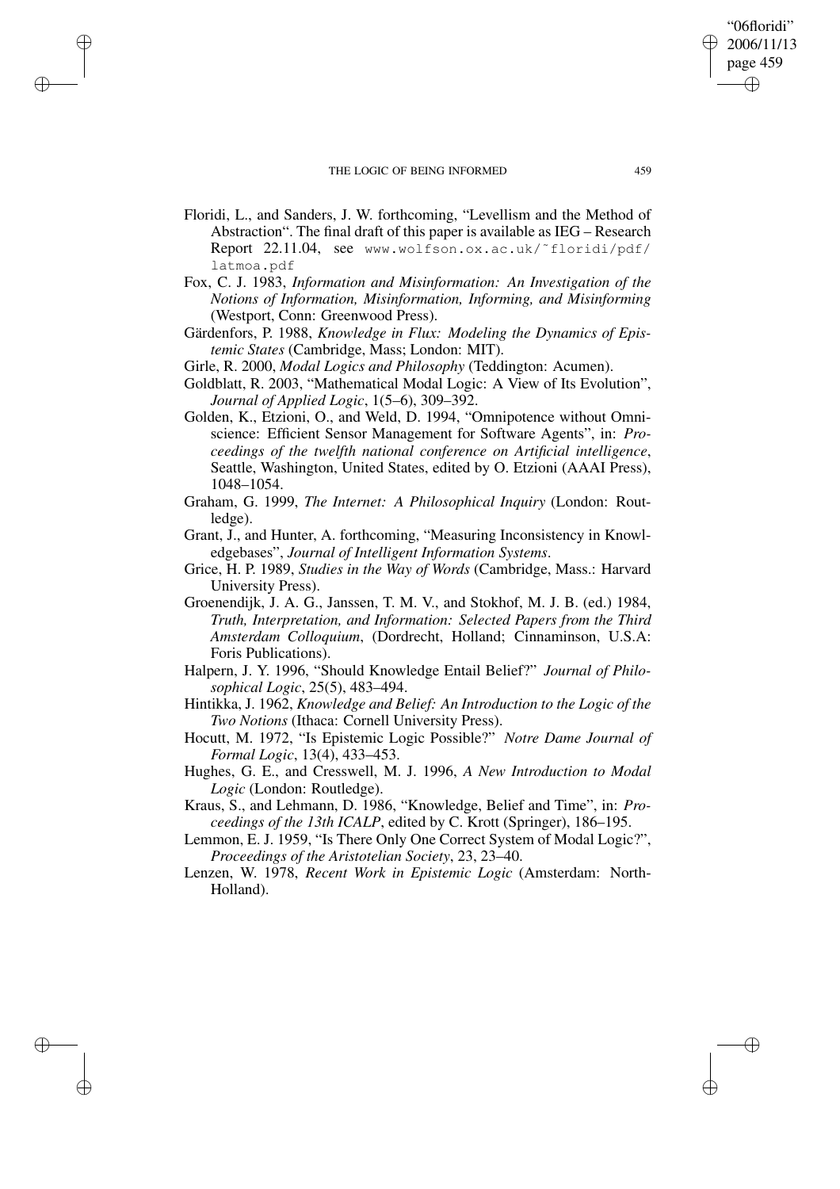Floridi, L., and Sanders, J. W. forthcoming, "Levellism and the Method of Abstraction". The final draft of this paper is available as IEG – Research Report 22.11.04, see www.wolfson.ox.ac.uk/˜floridi/pdf/latmoa.pdf

Fox, C. J. 1983, *Information and Misinformation: An Investigation of the Notions of Information, Misinformation, Informing, and Misinforming* (Westport, Conn: Greenwood Press).

Gärdenfors, P. 1988, *Knowledge in Flux: Modeling the Dynamics of Epistemic States* (Cambridge, Mass; London: MIT).

Girle, R. 2000, *Modal Logics and Philosophy* (Teddington: Acumen).

Goldblatt, R. 2003, "Mathematical Modal Logic: A View of Its Evolution", *Journal of Applied Logic*, 1(5–6), 309–392.

Golden, K., Etzioni, O., and Weld, D. 1994, "Omnipotence without Omniscience: Efficient Sensor Management for Software Agents", in: *Proceedings of the twelfth national conference on Artificial intelligence*, Seattle, Washington, United States, edited by O. Etzioni (AAAI Press), 1048–1054.

Graham, G. 1999, *The Internet: A Philosophical Inquiry* (London: Routledge).

Grant, J., and Hunter, A. forthcoming, "Measuring Inconsistency in Knowledgebases", *Journal of Intelligent Information Systems*.

Grice, H. P. 1989, *Studies in the Way of Words* (Cambridge, Mass.: Harvard University Press).

Groenendijk, J. A. G., Janssen, T. M. V., and Stokhof, M. J. B. (ed.) 1984, *Truth, Interpretation, and Information: Selected Papers from the Third Amsterdam Colloquium*, (Dordrecht, Holland; Cinnaminson, U.S.A: Foris Publications).

Halpern, J. Y. 1996, "Should Knowledge Entail Belief?" *Journal of Philosophical Logic*, 25(5), 483–494.

Hintikka, J. 1962, *Knowledge and Belief: An Introduction to the Logic of the Two Notions* (Ithaca: Cornell University Press).

Hocutt, M. 1972, "Is Epistemic Logic Possible?" *Notre Dame Journal of Formal Logic*, 13(4), 433–453.

Hughes, G. E., and Cresswell, M. J. 1996, *A New Introduction to Modal Logic* (London: Routledge).

Kraus, S., and Lehmann, D. 1986, "Knowledge, Belief and Time", in: *Proceedings of the 13th ICALP*, edited by C. Krott (Springer), 186–195.

Lemmon, E. J. 1959, "Is There Only One Correct System of Modal Logic?", *Proceedings of the Aristotelian Society*, 23, 23–40.

Lenzen, W. 1978, *Recent Work in Epistemic Logic* (Amsterdam: North-Holland).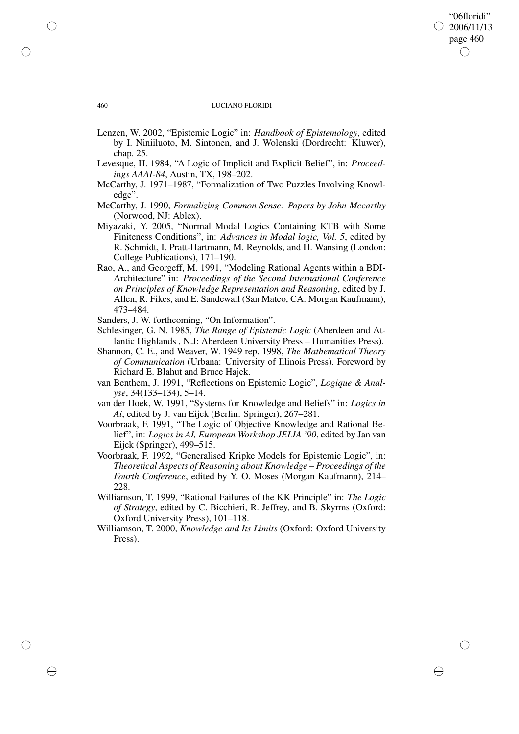Lenzen, W. 2002, "Epistemic Logic" in: *Handbook of Epistemology*, edited by I. Niniiluoto, M. Sintonen, and J. Wolenski (Dordrecht: Kluwer), chap. 25.

Levesque, H. 1984, "A Logic of Implicit and Explicit Belief", in: *Proceedings AAAI-84*, Austin, TX, 198–202.

McCarthy, J. 1971–1987, "Formalization of Two Puzzles Involving Knowledge".

McCarthy, J. 1990, *Formalizing Common Sense: Papers by John Mccarthy* (Norwood, NJ: Ablex).

Miyazaki, Y. 2005, "Normal Modal Logics Containing KTB with Some Finiteness Conditions", in: *Advances in Modal logic, Vol. 5*, edited by R. Schmidt, I. Pratt-Hartmann, M. Reynolds, and H. Wansing (London: College Publications), 171–190.

Rao, A., and Georgeff, M. 1991, "Modeling Rational Agents within a BDI-Architecture" in: *Proceedings of the Second International Conference on Principles of Knowledge Representation and Reasoning*, edited by J. Allen, R. Fikes, and E. Sandewall (San Mateo, CA: Morgan Kaufmann), 473–484.

Sanders, J. W. forthcoming, "On Information".

Schlesinger, G. N. 1985, *The Range of Epistemic Logic* (Aberdeen and Atlantic Highlands , N.J: Aberdeen University Press – Humanities Press).

Shannon, C. E., and Weaver, W. 1949 rep. 1998, *The Mathematical Theory of Communication* (Urbana: University of Illinois Press). Foreword by Richard E. Blahut and Bruce Hajek.

van Benthem, J. 1991, "Reflections on Epistemic Logic", *Logique & Analyse*, 34(133–134), 5–14.

van der Hoek, W. 1991, "Systems for Knowledge and Beliefs" in: *Logics in Ai*, edited by J. van Eijck (Berlin: Springer), 267–281.

Voorbraak, F. 1991, "The Logic of Objective Knowledge and Rational Belief", in: *Logics in AI, European Workshop JELIA '90*, edited by Jan van Eijck (Springer), 499–515.

Voorbraak, F. 1992, "Generalised Kripke Models for Epistemic Logic", in: *Theoretical Aspects of Reasoning about Knowledge – Proceedings of the Fourth Conference*, edited by Y. O. Moses (Morgan Kaufmann), 214–228.

Williamson, T. 1999, "Rational Failures of the KK Principle" in: *The Logic of Strategy*, edited by C. Bicchieri, R. Jeffrey, and B. Skyrms (Oxford: Oxford University Press), 101–118.

Williamson, T. 2000, *Knowledge and Its Limits* (Oxford: Oxford University Press).